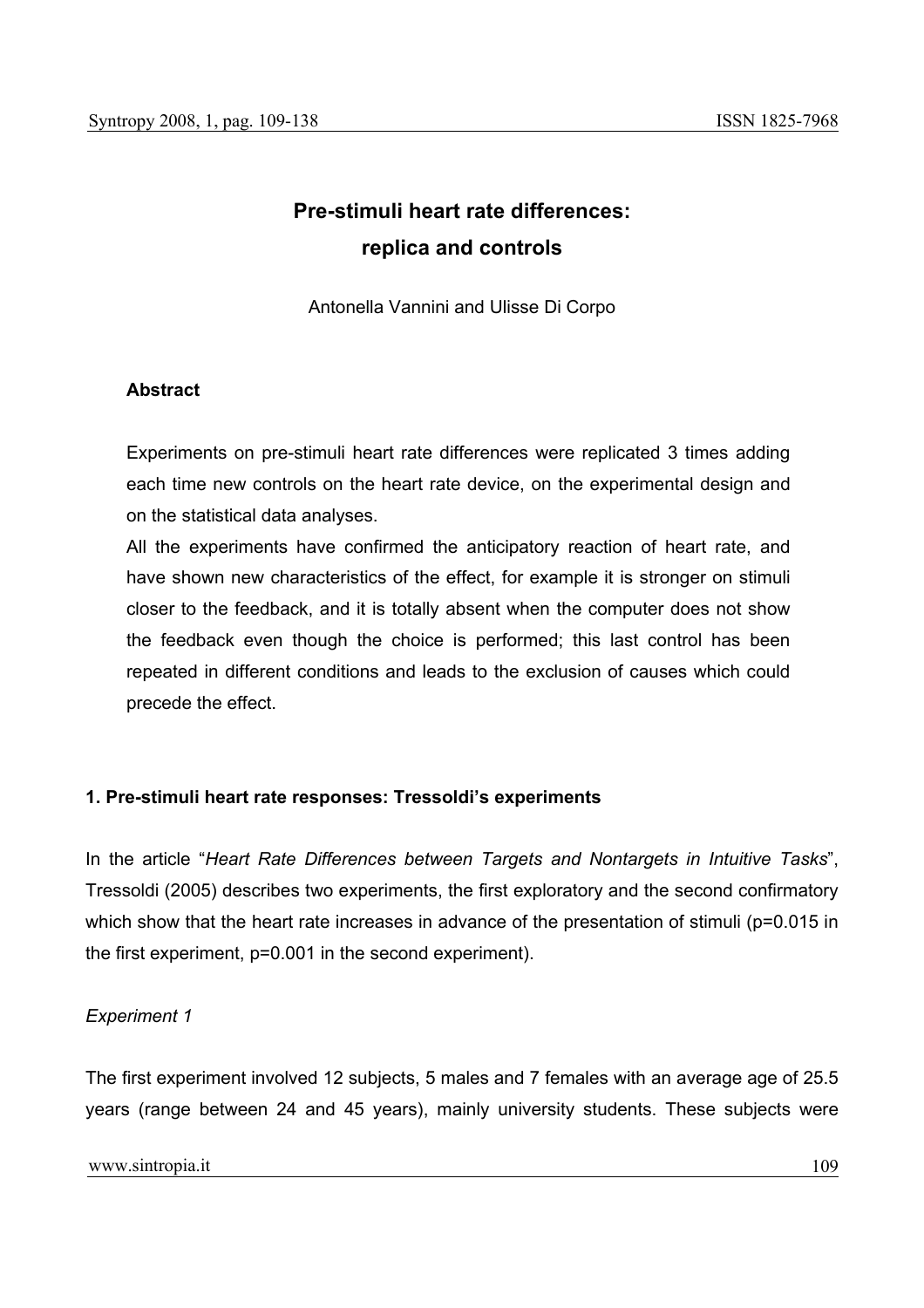# Pre-stimuli heart rate differences: replica and controls

Antonella Vannini and Ulisse Di Corpo

**Abstract**

Experiments on pre-stimuli heart rate differences were replicated 3 times adding each time new controls on the heart rate device, on the experimental design and on the statistical data analyses.

All the experiments have confirmed the anticipatory reaction of heart rate, and have shown new characteristics of the effect, for example it is stronger on stimuli closer to the feedback, and it is totally absent when the computer does not show the feedback even though the choice is performed; this last control has been repeated in different conditions and leads to the exclusion of causes which could precede the effect.

## 1. Pre-stimuli heart rate responses: Tressoldi's experiments

In the article "*Heart Rate Differences between Targets and Nontargets in Intuitive Tasks*", Tressoldi (2005) describes two experiments, the first exploratory and the second confirmatory which show that the heart rate increases in advance of the presentation of stimuli ($p=0.015$ in the first experiment, $p=0.001$ in the second experiment).

*Experiment 1*

The first experiment involved 12 subjects, 5 males and 7 females with an average age of 25.5 years (range between 24 and 45 years), mainly university students. These subjects were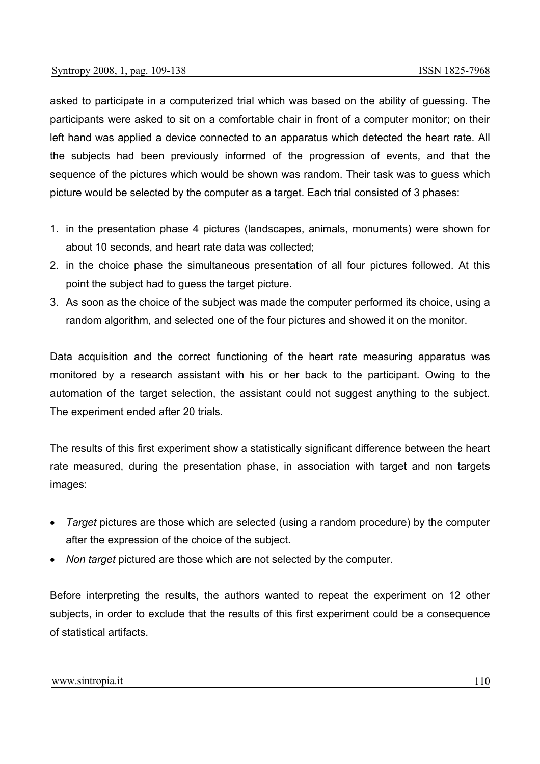asked to participate in a computerized trial which was based on the ability of guessing. The participants were asked to sit on a comfortable chair in front of a computer monitor; on their left hand was applied a device connected to an apparatus which detected the heart rate. All the subjects had been previously informed of the progression of events, and that the sequence of the pictures which would be shown was random. Their task was to guess which picture would be selected by the computer as a target. Each trial consisted of 3 phases:

1. in the presentation phase 4 pictures (landscapes, animals, monuments) were shown for about 10 seconds, and heart rate data was collected;
2. in the choice phase the simultaneous presentation of all four pictures followed. At this point the subject had to guess the target picture.
3. As soon as the choice of the subject was made the computer performed its choice, using a random algorithm, and selected one of the four pictures and showed it on the monitor.

Data acquisition and the correct functioning of the heart rate measuring apparatus was monitored by a research assistant with his or her back to the participant. Owing to the automation of the target selection, the assistant could not suggest anything to the subject. The experiment ended after 20 trials.

The results of this first experiment show a statistically significant difference between the heart rate measured, during the presentation phase, in association with target and non targets images:

- *Target* pictures are those which are selected (using a random procedure) by the computer after the expression of the choice of the subject.
- *Non target* pictured are those which are not selected by the computer.

Before interpreting the results, the authors wanted to repeat the experiment on 12 other subjects, in order to exclude that the results of this first experiment could be a consequence of statistical artifacts.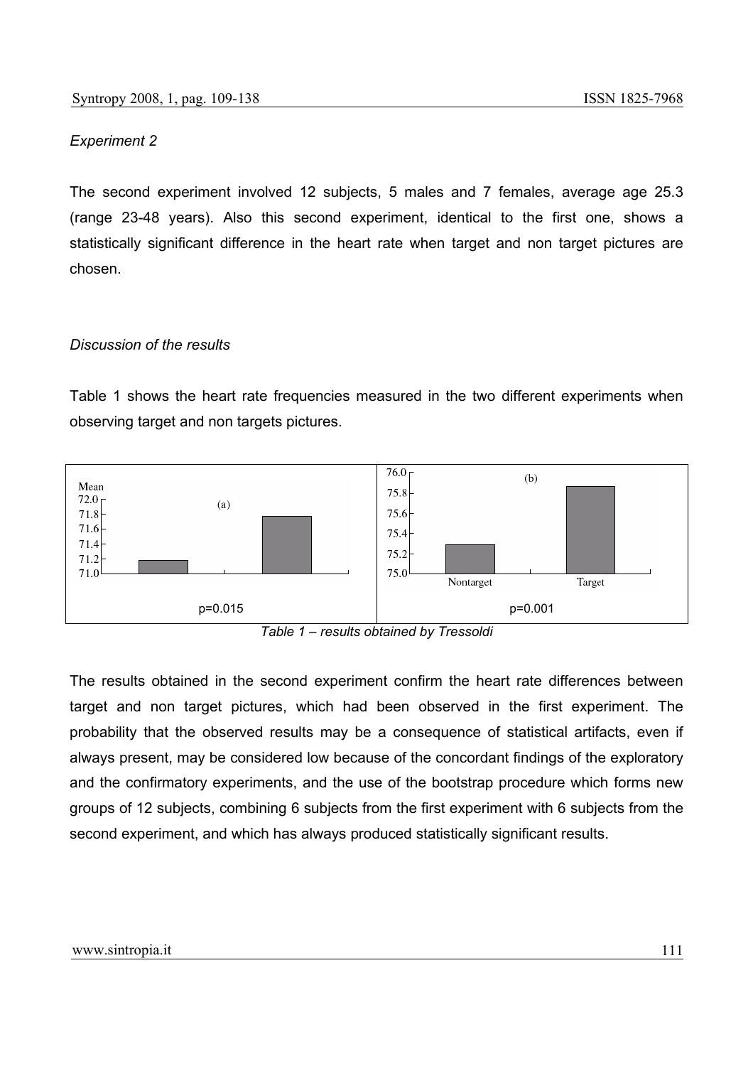*Experiment 2*

The second experiment involved 12 subjects, 5 males and 7 females, average age 25.3 (range 23-48 years). Also this second experiment, identical to the first one, shows a statistically significant difference in the heart rate when target and non target pictures are chosen.

*Discussion of the results*

Table 1 shows the heart rate frequencies measured in the two different experiments when observing target and non targets pictures.

| (a) | (b) |
|---|---|
| p=0.015 | p=0.001 |

*Table 1 – results obtained by Tressoldi*

The results obtained in the second experiment confirm the heart rate differences between target and non target pictures, which had been observed in the first experiment. The probability that the observed results may be a consequence of statistical artifacts, even if always present, may be considered low because of the concordant findings of the exploratory and the confirmatory experiments, and the use of the bootstrap procedure which forms new groups of 12 subjects, combining 6 subjects from the first experiment with 6 subjects from the second experiment, and which has always produced statistically significant results.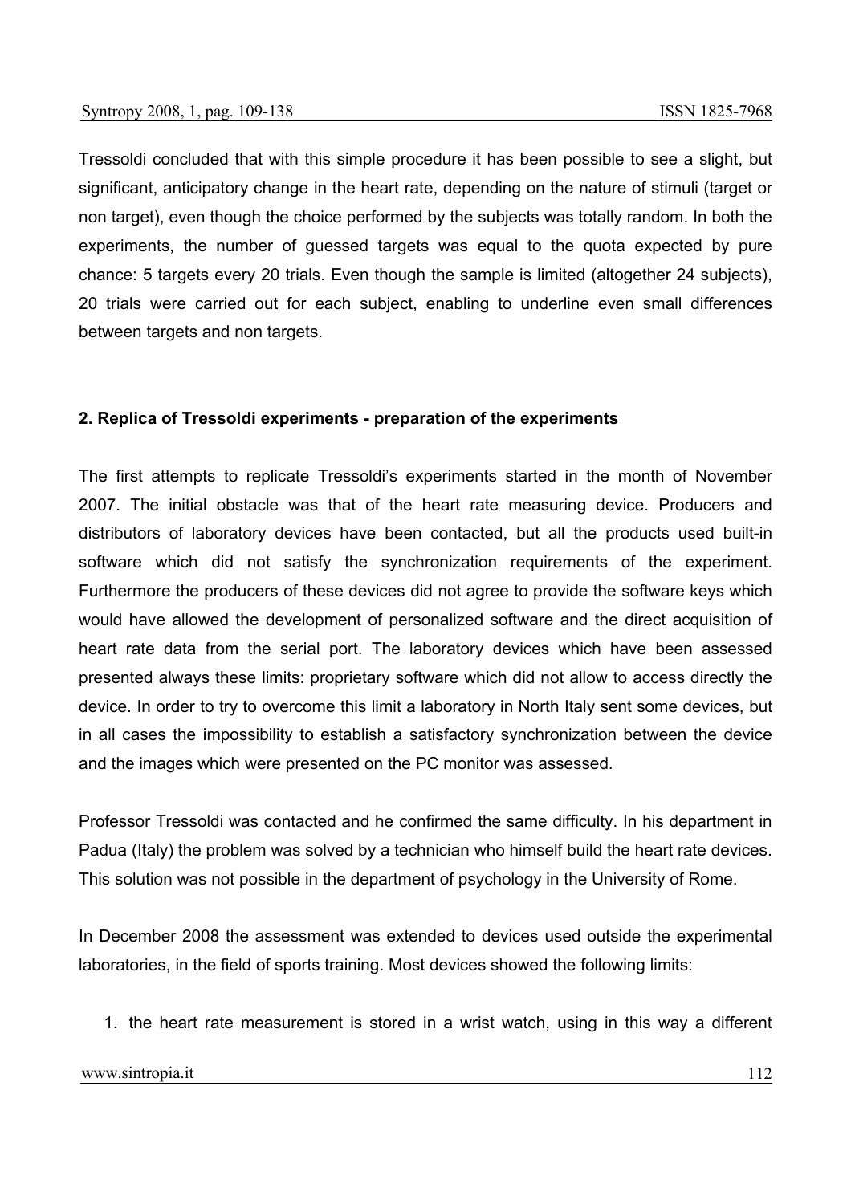Tressoldi concluded that with this simple procedure it has been possible to see a slight, but significant, anticipatory change in the heart rate, depending on the nature of stimuli (target or non target), even though the choice performed by the subjects was totally random. In both the experiments, the number of guessed targets was equal to the quota expected by pure chance: 5 targets every 20 trials. Even though the sample is limited (altogether 24 subjects), 20 trials were carried out for each subject, enabling to underline even small differences between targets and non targets.

## 2. Replica of Tressoldi experiments - preparation of the experiments

The first attempts to replicate Tressoldi's experiments started in the month of November 2007. The initial obstacle was that of the heart rate measuring device. Producers and distributors of laboratory devices have been contacted, but all the products used built-in software which did not satisfy the synchronization requirements of the experiment. Furthermore the producers of these devices did not agree to provide the software keys which would have allowed the development of personalized software and the direct acquisition of heart rate data from the serial port. The laboratory devices which have been assessed presented always these limits: proprietary software which did not allow to access directly the device. In order to try to overcome this limit a laboratory in North Italy sent some devices, but in all cases the impossibility to establish a satisfactory synchronization between the device and the images which were presented on the PC monitor was assessed.

Professor Tressoldi was contacted and he confirmed the same difficulty. In his department in Padua (Italy) the problem was solved by a technician who himself build the heart rate devices. This solution was not possible in the department of psychology in the University of Rome.

In December 2008 the assessment was extended to devices used outside the experimental laboratories, in the field of sports training. Most devices showed the following limits:

1. the heart rate measurement is stored in a wrist watch, using in this way a different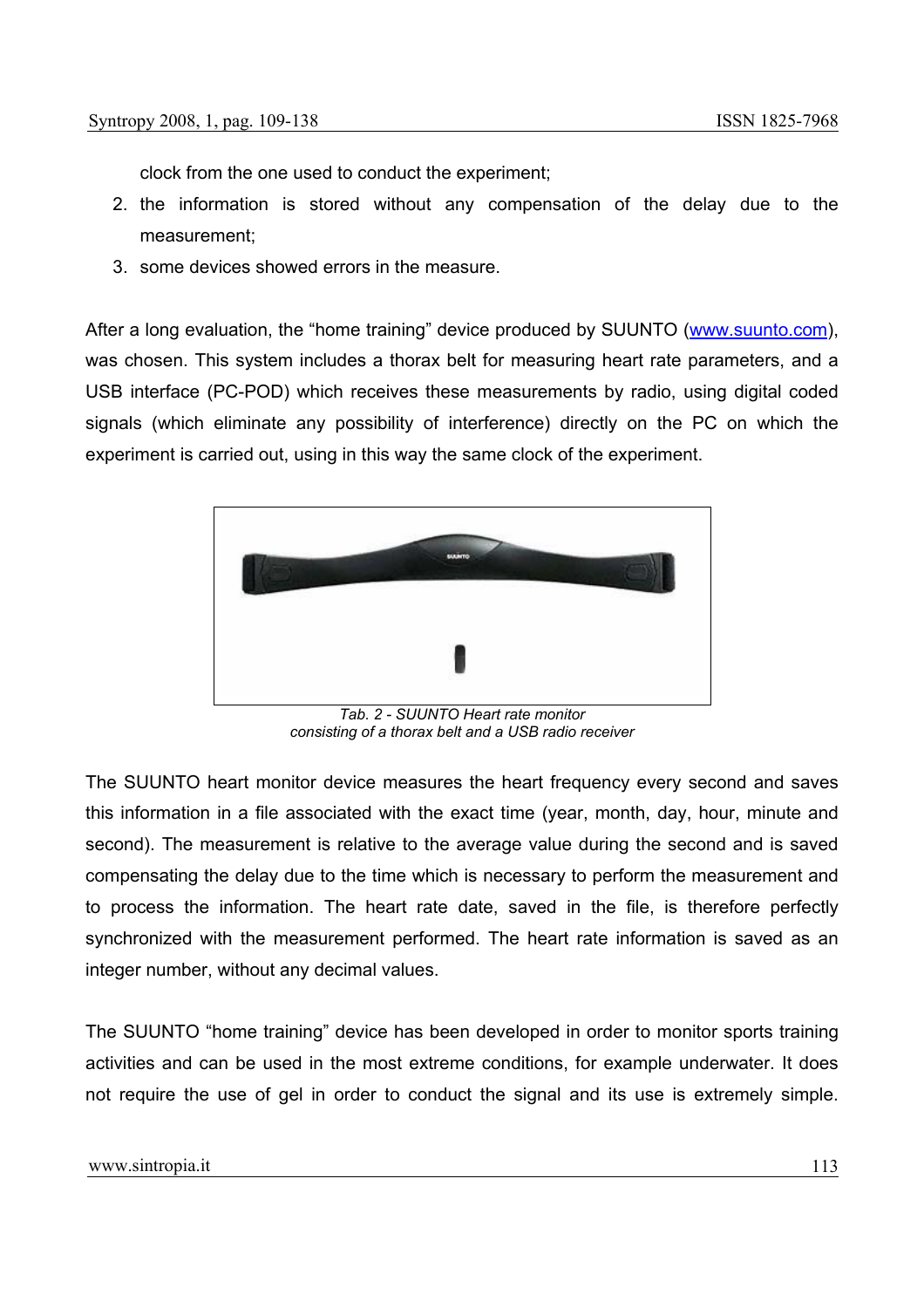clock from the one used to conduct the experiment;

2. the information is stored without any compensation of the delay due to the measurement;
3. some devices showed errors in the measure.

After a long evaluation, the “home training” device produced by SUUNTO (www.suunto.com), was chosen. This system includes a thorax belt for measuring heart rate parameters, and a USB interface (PC-POD) which receives these measurements by radio, using digital coded signals (which eliminate any possibility of interference) directly on the PC on which the experiment is carried out, using in this way the same clock of the experiment.

*Tab. 2 - SUUNTO Heart rate monitor consisting of a thorax belt and a USB radio receiver*

The SUUNTO heart monitor device measures the heart frequency every second and saves this information in a file associated with the exact time (year, month, day, hour, minute and second). The measurement is relative to the average value during the second and is saved compensating the delay due to the time which is necessary to perform the measurement and to process the information. The heart rate date, saved in the file, is therefore perfectly synchronized with the measurement performed. The heart rate information is saved as an integer number, without any decimal values.

The SUUNTO “home training” device has been developed in order to monitor sports training activities and can be used in the most extreme conditions, for example underwater. It does not require the use of gel in order to conduct the signal and its use is extremely simple.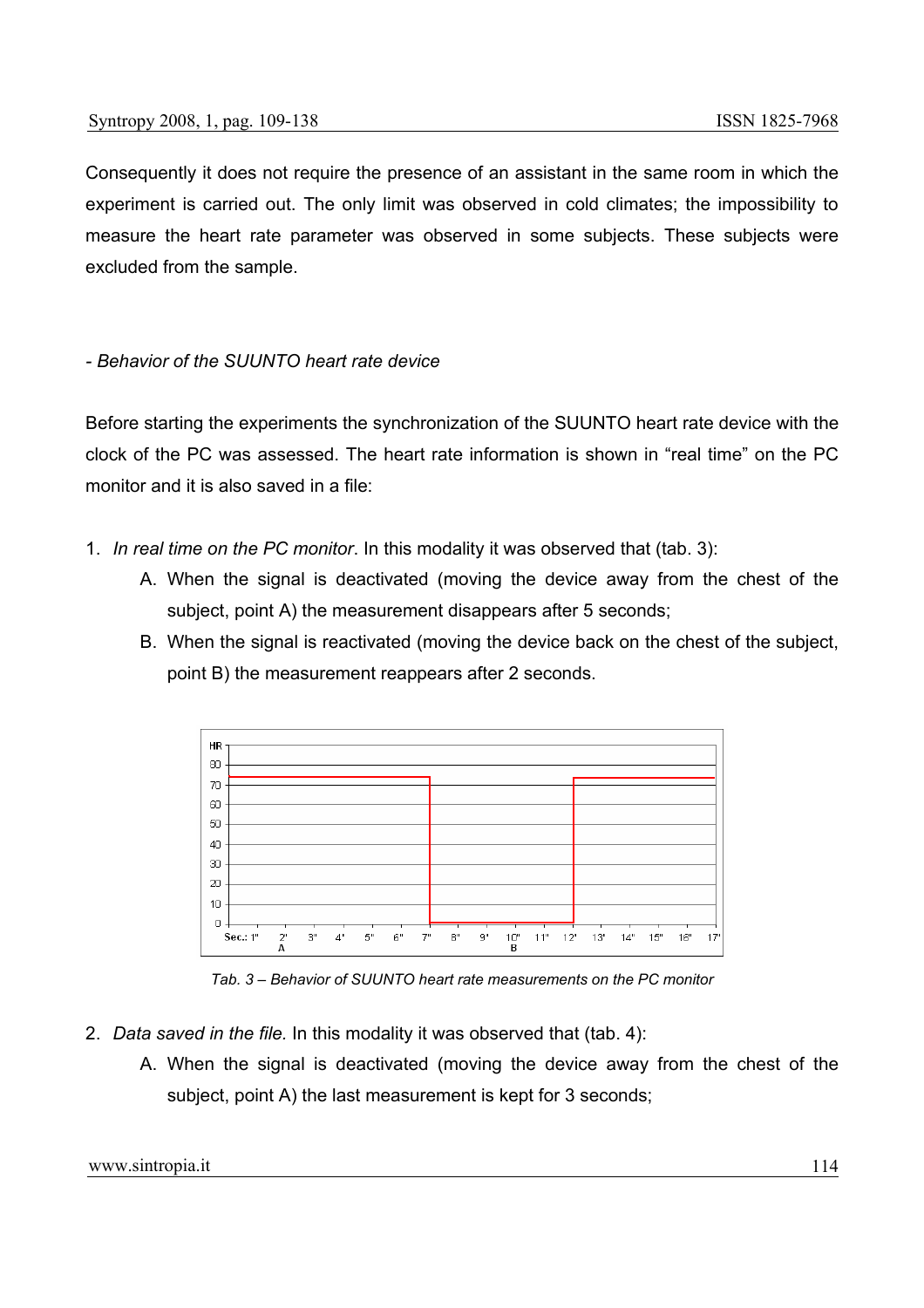Consequently it does not require the presence of an assistant in the same room in which the experiment is carried out. The only limit was observed in cold climates; the impossibility to measure the heart rate parameter was observed in some subjects. These subjects were excluded from the sample.

*- Behavior of the SUUNTO heart rate device*

Before starting the experiments the synchronization of the SUUNTO heart rate device with the clock of the PC was assessed. The heart rate information is shown in "real time" on the PC monitor and it is also saved in a file:

1. *In real time on the PC monitor*. In this modality it was observed that (tab. 3):
   A. When the signal is deactivated (moving the device away from the chest of the subject, point A) the measurement disappears after 5 seconds;
   B. When the signal is reactivated (moving the device back on the chest of the subject, point B) the measurement reappears after 2 seconds.

*Tab. 3 – Behavior of SUUNTO heart rate measurements on the PC monitor*

2. *Data saved in the file.* In this modality it was observed that (tab. 4):
   A. When the signal is deactivated (moving the device away from the chest of the subject, point A) the last measurement is kept for 3 seconds;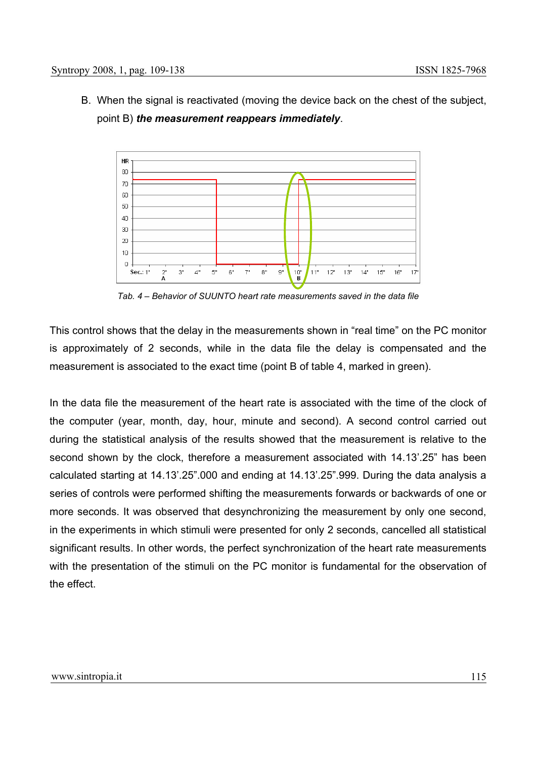B. When the signal is reactivated (moving the device back on the chest of the subject, point B) ***the measurement reappears immediately***.

*Tab. 4 – Behavior of SUUNTO heart rate measurements saved in the data file*

This control shows that the delay in the measurements shown in “real time” on the PC monitor is approximately of 2 seconds, while in the data file the delay is compensated and the measurement is associated to the exact time (point B of table 4, marked in green).

In the data file the measurement of the heart rate is associated with the time of the clock of the computer (year, month, day, hour, minute and second). A second control carried out during the statistical analysis of the results showed that the measurement is relative to the second shown by the clock, therefore a measurement associated with 14.13’.25” has been calculated starting at 14.13’.25”.000 and ending at 14.13’.25”.999. During the data analysis a series of controls were performed shifting the measurements forwards or backwards of one or more seconds. It was observed that desynchronizing the measurement by only one second, in the experiments in which stimuli were presented for only 2 seconds, cancelled all statistical significant results. In other words, the perfect synchronization of the heart rate measurements with the presentation of the stimuli on the PC monitor is fundamental for the observation of the effect.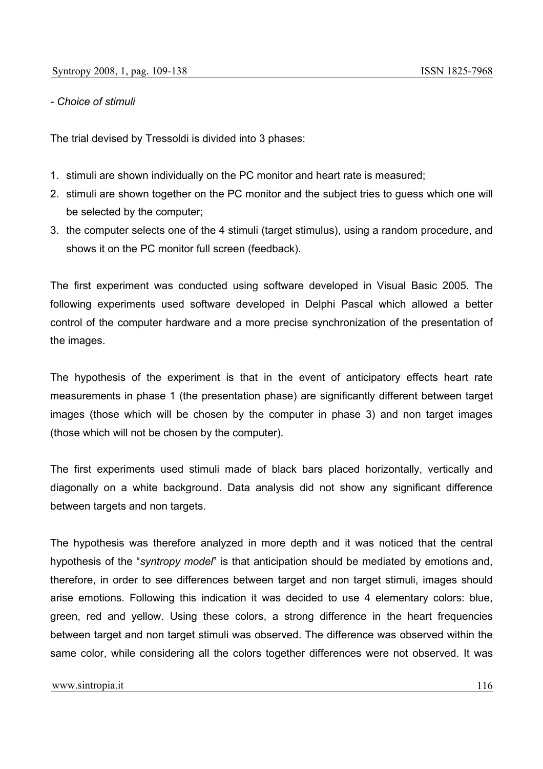*- Choice of stimuli*

The trial devised by Tressoldi is divided into 3 phases:

1. stimuli are shown individually on the PC monitor and heart rate is measured;
2. stimuli are shown together on the PC monitor and the subject tries to guess which one will be selected by the computer;
3. the computer selects one of the 4 stimuli (target stimulus), using a random procedure, and shows it on the PC monitor full screen (feedback).

The first experiment was conducted using software developed in Visual Basic 2005. The following experiments used software developed in Delphi Pascal which allowed a better control of the computer hardware and a more precise synchronization of the presentation of the images.

The hypothesis of the experiment is that in the event of anticipatory effects heart rate measurements in phase 1 (the presentation phase) are significantly different between target images (those which will be chosen by the computer in phase 3) and non target images (those which will not be chosen by the computer).

The first experiments used stimuli made of black bars placed horizontally, vertically and diagonally on a white background. Data analysis did not show any significant difference between targets and non targets.

The hypothesis was therefore analyzed in more depth and it was noticed that the central hypothesis of the "*syntropy model*" is that anticipation should be mediated by emotions and, therefore, in order to see differences between target and non target stimuli, images should arise emotions. Following this indication it was decided to use 4 elementary colors: blue, green, red and yellow. Using these colors, a strong difference in the heart frequencies between target and non target stimuli was observed. The difference was observed within the same color, while considering all the colors together differences were not observed. It was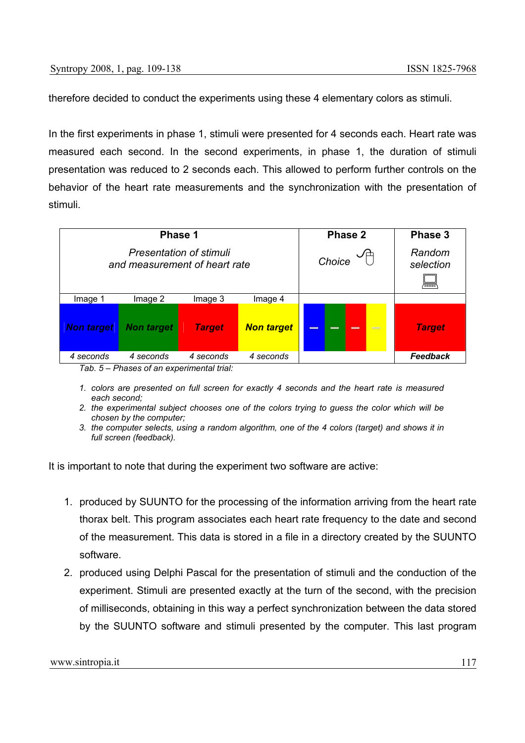therefore decided to conduct the experiments using these 4 elementary colors as stimuli.

In the first experiments in phase 1, stimuli were presented for 4 seconds each. Heart rate was measured each second. In the second experiments, in phase 1, the duration of stimuli presentation was reduced to 2 seconds each. This allowed to perform further controls on the behavior of the heart rate measurements and the synchronization with the presentation of stimuli.

| **Phase 1** *Presentation of stimuli and measurement of heart rate* | | | | **Phase 2** *Choice* | **Phase 3** *Random selection* |
|---|---|---|---|---|---|
| Image 1 | Image 2 | Image 3 | Image 4 | | |
| *Non target* | *Non target* | *Target* | *Non target* | | *Target* |
| *4 seconds* | *4 seconds* | *4 seconds* | *4 seconds* | | ***Feedback*** |

*Tab. 5 – Phases of an experimental trial:*

1. *colors are presented on full screen for exactly 4 seconds and the heart rate is measured each second;*
2. *the experimental subject chooses one of the colors trying to guess the color which will be chosen by the computer;*
3. *the computer selects, using a random algorithm, one of the 4 colors (target) and shows it in full screen (feedback).*

It is important to note that during the experiment two software are active:

1. produced by SUUNTO for the processing of the information arriving from the heart rate thorax belt. This program associates each heart rate frequency to the date and second of the measurement. This data is stored in a file in a directory created by the SUUNTO software.
2. produced using Delphi Pascal for the presentation of stimuli and the conduction of the experiment. Stimuli are presented exactly at the turn of the second, with the precision of milliseconds, obtaining in this way a perfect synchronization between the data stored by the SUUNTO software and stimuli presented by the computer. This last program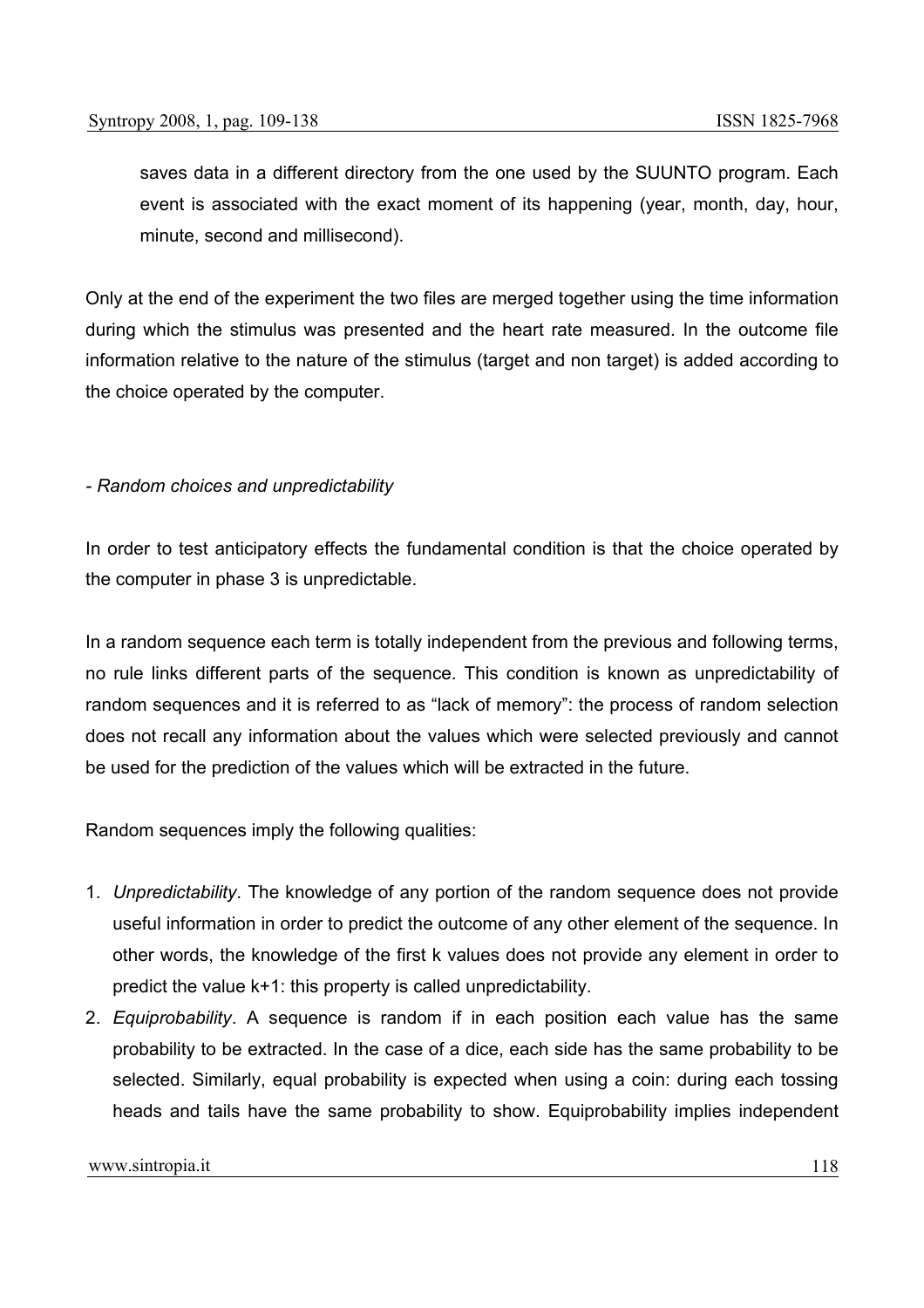saves data in a different directory from the one used by the SUUNTO program. Each event is associated with the exact moment of its happening (year, month, day, hour, minute, second and millisecond).

Only at the end of the experiment the two files are merged together using the time information during which the stimulus was presented and the heart rate measured. In the outcome file information relative to the nature of the stimulus (target and non target) is added according to the choice operated by the computer.

- *Random choices and unpredictability*

In order to test anticipatory effects the fundamental condition is that the choice operated by the computer in phase 3 is unpredictable.

In a random sequence each term is totally independent from the previous and following terms, no rule links different parts of the sequence. This condition is known as unpredictability of random sequences and it is referred to as "lack of memory": the process of random selection does not recall any information about the values which were selected previously and cannot be used for the prediction of the values which will be extracted in the future.

Random sequences imply the following qualities:

1. *Unpredictability*. The knowledge of any portion of the random sequence does not provide useful information in order to predict the outcome of any other element of the sequence. In other words, the knowledge of the first k values does not provide any element in order to predict the value k+1: this property is called unpredictability.
2. *Equiprobability*. A sequence is random if in each position each value has the same probability to be extracted. In the case of a dice, each side has the same probability to be selected. Similarly, equal probability is expected when using a coin: during each tossing heads and tails have the same probability to show. Equiprobability implies independent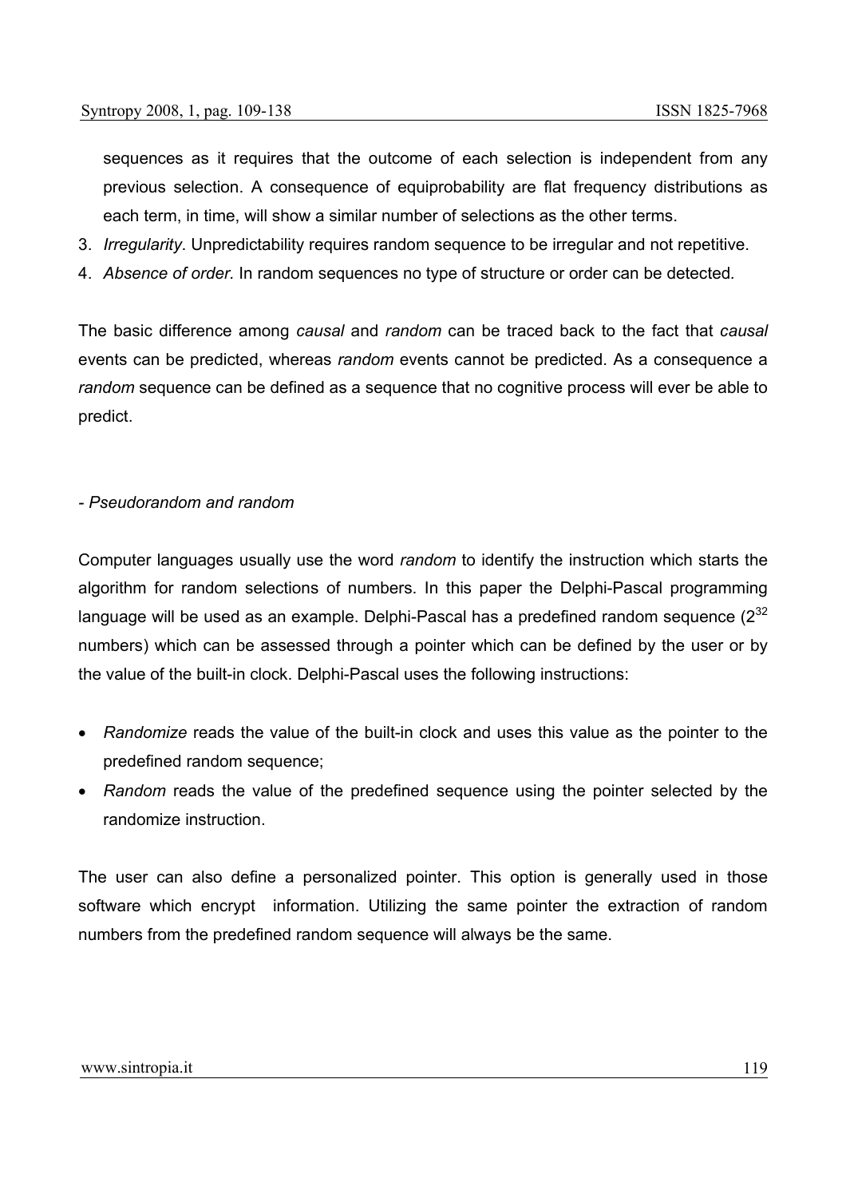sequences as it requires that the outcome of each selection is independent from any previous selection. A consequence of equiprobability are flat frequency distributions as each term, in time, will show a similar number of selections as the other terms.

3. *Irregularity*. Unpredictability requires random sequence to be irregular and not repetitive.
4. *Absence of order.* In random sequences no type of structure or order can be detected.

The basic difference among *causal* and *random* can be traced back to the fact that *causal* events can be predicted, whereas *random* events cannot be predicted. As a consequence a *random* sequence can be defined as a sequence that no cognitive process will ever be able to predict.

*- Pseudorandom and random*

Computer languages usually use the word *random* to identify the instruction which starts the algorithm for random selections of numbers. In this paper the Delphi-Pascal programming language will be used as an example. Delphi-Pascal has a predefined random sequence ($2^{32}$ numbers) which can be assessed through a pointer which can be defined by the user or by the value of the built-in clock. Delphi-Pascal uses the following instructions:

- *Randomize* reads the value of the built-in clock and uses this value as the pointer to the predefined random sequence;
- *Random* reads the value of the predefined sequence using the pointer selected by the randomize instruction.

The user can also define a personalized pointer. This option is generally used in those software which encrypt information. Utilizing the same pointer the extraction of random numbers from the predefined random sequence will always be the same.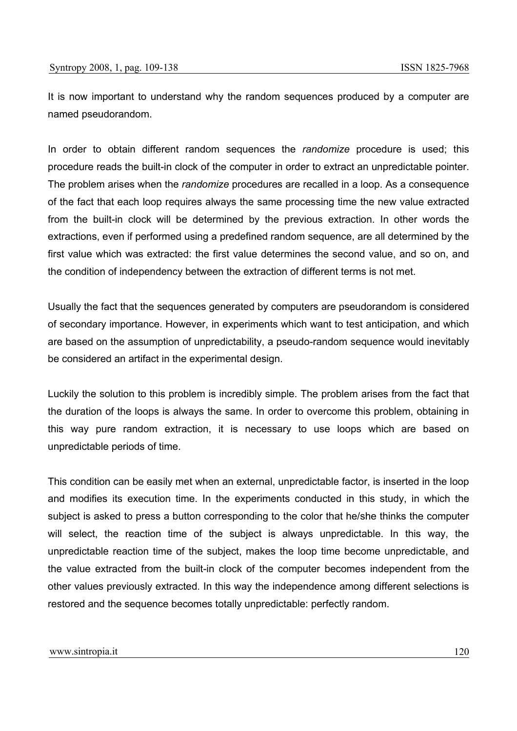It is now important to understand why the random sequences produced by a computer are named pseudorandom.

In order to obtain different random sequences the *randomize* procedure is used; this procedure reads the built-in clock of the computer in order to extract an unpredictable pointer. The problem arises when the *randomize* procedures are recalled in a loop. As a consequence of the fact that each loop requires always the same processing time the new value extracted from the built-in clock will be determined by the previous extraction. In other words the extractions, even if performed using a predefined random sequence, are all determined by the first value which was extracted: the first value determines the second value, and so on, and the condition of independency between the extraction of different terms is not met.

Usually the fact that the sequences generated by computers are pseudorandom is considered of secondary importance. However, in experiments which want to test anticipation, and which are based on the assumption of unpredictability, a pseudo-random sequence would inevitably be considered an artifact in the experimental design.

Luckily the solution to this problem is incredibly simple. The problem arises from the fact that the duration of the loops is always the same. In order to overcome this problem, obtaining in this way pure random extraction, it is necessary to use loops which are based on unpredictable periods of time.

This condition can be easily met when an external, unpredictable factor, is inserted in the loop and modifies its execution time. In the experiments conducted in this study, in which the subject is asked to press a button corresponding to the color that he/she thinks the computer will select, the reaction time of the subject is always unpredictable. In this way, the unpredictable reaction time of the subject, makes the loop time become unpredictable, and the value extracted from the built-in clock of the computer becomes independent from the other values previously extracted. In this way the independence among different selections is restored and the sequence becomes totally unpredictable: perfectly random.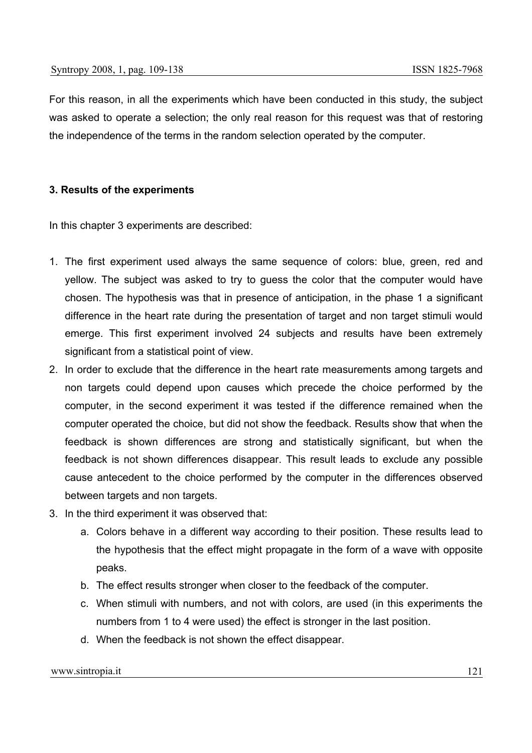For this reason, in all the experiments which have been conducted in this study, the subject was asked to operate a selection; the only real reason for this request was that of restoring the independence of the terms in the random selection operated by the computer.

### 3. Results of the experiments

In this chapter 3 experiments are described:

1. The first experiment used always the same sequence of colors: blue, green, red and yellow. The subject was asked to try to guess the color that the computer would have chosen. The hypothesis was that in presence of anticipation, in the phase 1 a significant difference in the heart rate during the presentation of target and non target stimuli would emerge. This first experiment involved 24 subjects and results have been extremely significant from a statistical point of view.
2. In order to exclude that the difference in the heart rate measurements among targets and non targets could depend upon causes which precede the choice performed by the computer, in the second experiment it was tested if the difference remained when the computer operated the choice, but did not show the feedback. Results show that when the feedback is shown differences are strong and statistically significant, but when the feedback is not shown differences disappear. This result leads to exclude any possible cause antecedent to the choice performed by the computer in the differences observed between targets and non targets.
3. In the third experiment it was observed that:
    a. Colors behave in a different way according to their position. These results lead to the hypothesis that the effect might propagate in the form of a wave with opposite peaks.
    b. The effect results stronger when closer to the feedback of the computer.
    c. When stimuli with numbers, and not with colors, are used (in this experiments the numbers from 1 to 4 were used) the effect is stronger in the last position.
    d. When the feedback is not shown the effect disappear.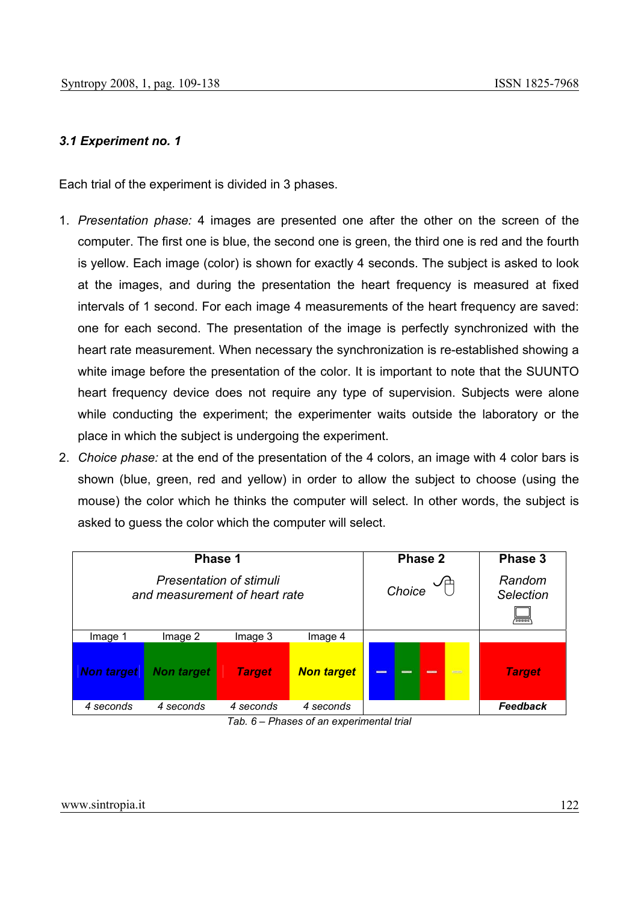### *3.1 Experiment no. 1*

Each trial of the experiment is divided in 3 phases.

1. *Presentation phase:* 4 images are presented one after the other on the screen of the computer. The first one is blue, the second one is green, the third one is red and the fourth is yellow. Each image (color) is shown for exactly 4 seconds. The subject is asked to look at the images, and during the presentation the heart frequency is measured at fixed intervals of 1 second. For each image 4 measurements of the heart frequency are saved: one for each second. The presentation of the image is perfectly synchronized with the heart rate measurement. When necessary the synchronization is re-established showing a white image before the presentation of the color. It is important to note that the SUUNTO heart frequency device does not require any type of supervision. Subjects were alone while conducting the experiment; the experimenter waits outside the laboratory or the place in which the subject is undergoing the experiment.
2. *Choice phase:* at the end of the presentation of the 4 colors, an image with 4 color bars is shown (blue, green, red and yellow) in order to allow the subject to choose (using the mouse) the color which he thinks the computer will select. In other words, the subject is asked to guess the color which the computer will select.

| **Phase 1** *Presentation of stimuli and measurement of heart rate* | | | | **Phase 2** *Choice* | **Phase 3** *Random Selection* |
|---|---|---|---|---|---|
| Image 1 | Image 2 | Image 3 | Image 4 | | |
| *Non target* | *Non target* | *Target* | *Non target* | | *Target* |
| *4 seconds* | *4 seconds* | *4 seconds* | *4 seconds* | | ***Feedback*** |

*Tab. 6 – Phases of an experimental trial*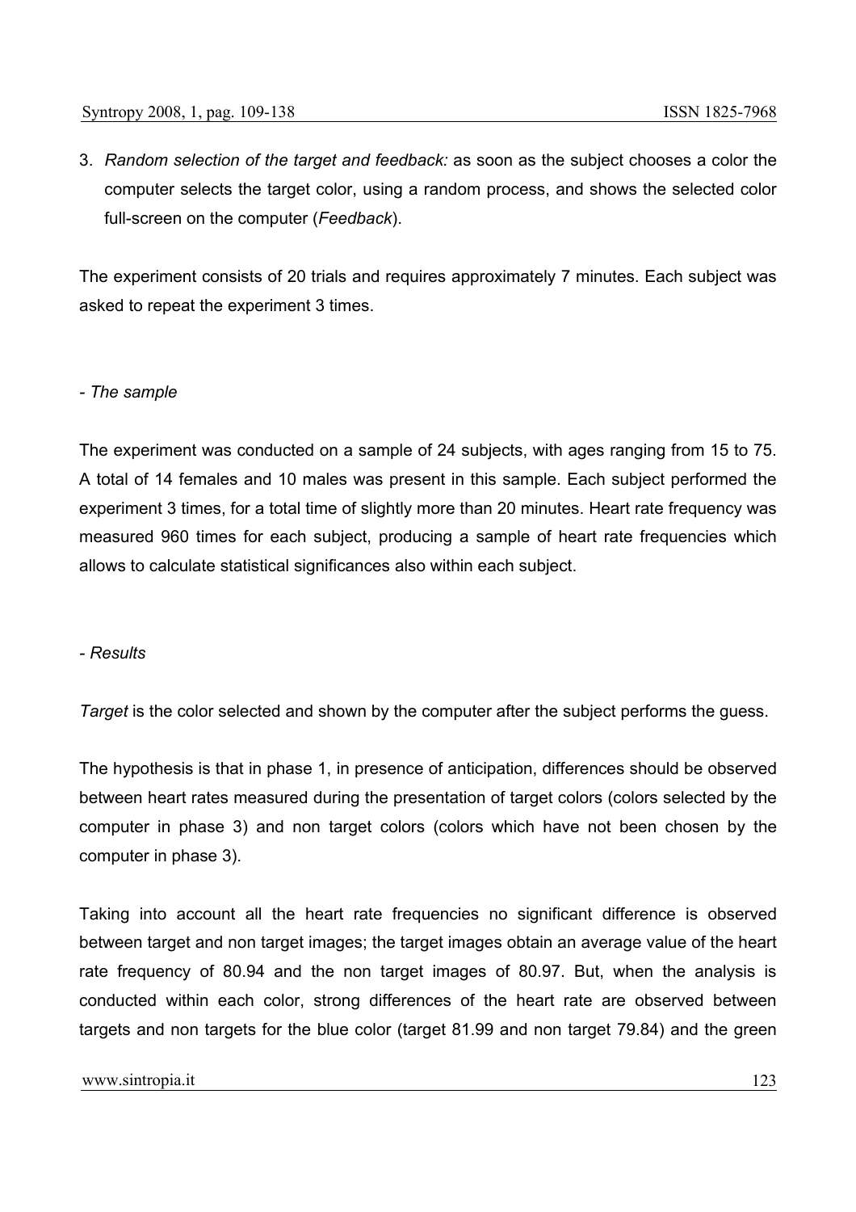3. *Random selection of the target and feedback:* as soon as the subject chooses a color the computer selects the target color, using a random process, and shows the selected color full-screen on the computer (*Feedback*).

The experiment consists of 20 trials and requires approximately 7 minutes. Each subject was asked to repeat the experiment 3 times.

*- The sample*

The experiment was conducted on a sample of 24 subjects, with ages ranging from 15 to 75. A total of 14 females and 10 males was present in this sample. Each subject performed the experiment 3 times, for a total time of slightly more than 20 minutes. Heart rate frequency was measured 960 times for each subject, producing a sample of heart rate frequencies which allows to calculate statistical significances also within each subject.

*- Results*

*Target* is the color selected and shown by the computer after the subject performs the guess.

The hypothesis is that in phase 1, in presence of anticipation, differences should be observed between heart rates measured during the presentation of target colors (colors selected by the computer in phase 3) and non target colors (colors which have not been chosen by the computer in phase 3).

Taking into account all the heart rate frequencies no significant difference is observed between target and non target images; the target images obtain an average value of the heart rate frequency of 80.94 and the non target images of 80.97. But, when the analysis is conducted within each color, strong differences of the heart rate are observed between targets and non targets for the blue color (target 81.99 and non target 79.84) and the green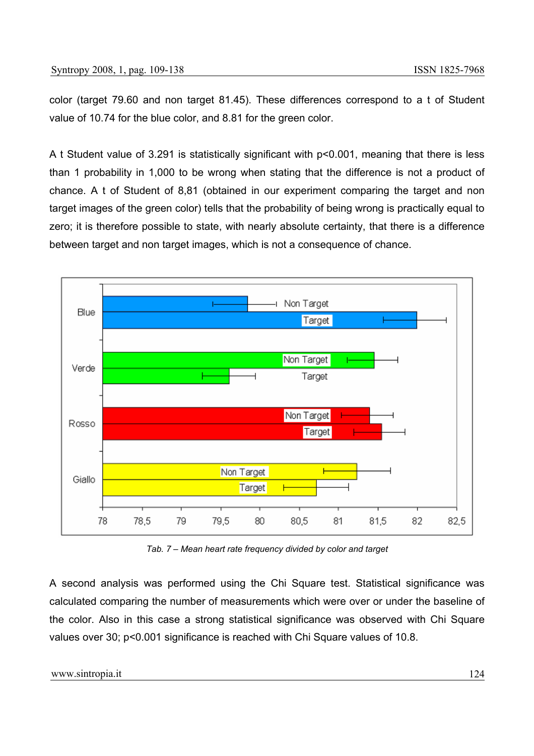color (target 79.60 and non target 81.45). These differences correspond to a t of Student value of 10.74 for the blue color, and 8.81 for the green color.

A t Student value of 3.291 is statistically significant with $p<0.001$, meaning that there is less than 1 probability in 1,000 to be wrong when stating that the difference is not a product of chance. A t of Student of 8,81 (obtained in our experiment comparing the target and non target images of the green color) tells that the probability of being wrong is practically equal to zero; it is therefore possible to state, with nearly absolute certainty, that there is a difference between target and non target images, which is not a consequence of chance.

*Tab. 7 – Mean heart rate frequency divided by color and target*

A second analysis was performed using the Chi Square test. Statistical significance was calculated comparing the number of measurements which were over or under the baseline of the color. Also in this case a strong statistical significance was observed with Chi Square values over 30; $p<0.001$ significance is reached with Chi Square values of 10.8.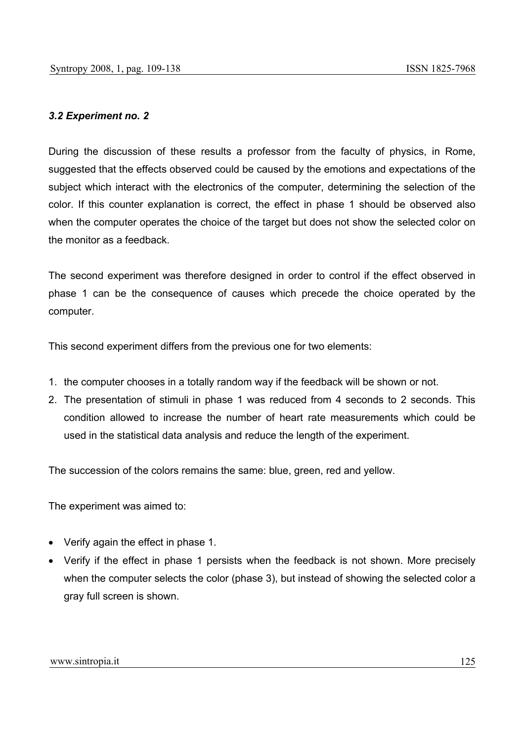### *3.2 Experiment no. 2*

During the discussion of these results a professor from the faculty of physics, in Rome, suggested that the effects observed could be caused by the emotions and expectations of the subject which interact with the electronics of the computer, determining the selection of the color. If this counter explanation is correct, the effect in phase 1 should be observed also when the computer operates the choice of the target but does not show the selected color on the monitor as a feedback.

The second experiment was therefore designed in order to control if the effect observed in phase 1 can be the consequence of causes which precede the choice operated by the computer.

This second experiment differs from the previous one for two elements:

1. the computer chooses in a totally random way if the feedback will be shown or not.
2. The presentation of stimuli in phase 1 was reduced from 4 seconds to 2 seconds. This condition allowed to increase the number of heart rate measurements which could be used in the statistical data analysis and reduce the length of the experiment.

The succession of the colors remains the same: blue, green, red and yellow.

The experiment was aimed to:

- Verify again the effect in phase 1.
- Verify if the effect in phase 1 persists when the feedback is not shown. More precisely when the computer selects the color (phase 3), but instead of showing the selected color a gray full screen is shown.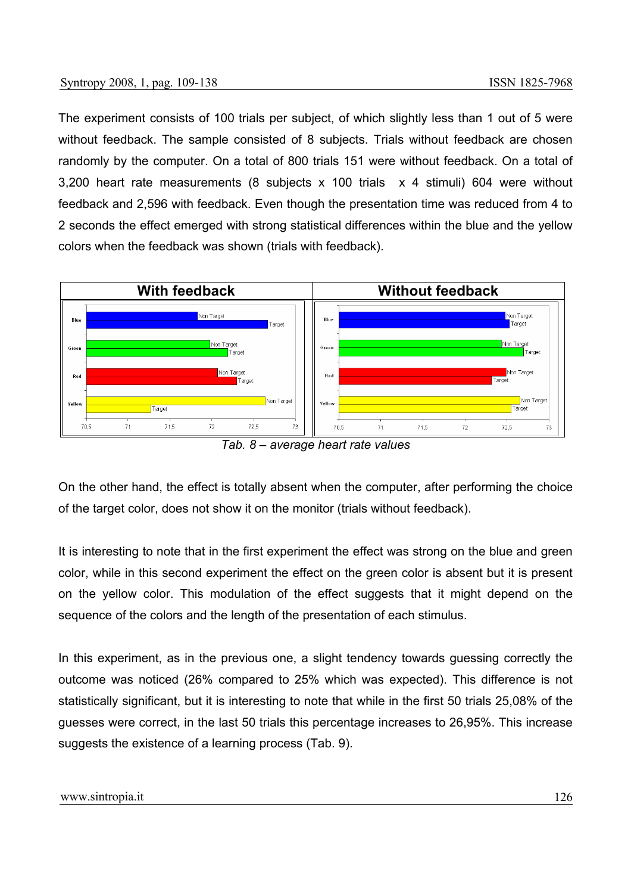The experiment consists of 100 trials per subject, of which slightly less than 1 out of 5 were without feedback. The sample consisted of 8 subjects. Trials without feedback are chosen randomly by the computer. On a total of 800 trials 151 were without feedback. On a total of 3,200 heart rate measurements (8 subjects x 100 trials x 4 stimuli) 604 were without feedback and 2,596 with feedback. Even though the presentation time was reduced from 4 to 2 seconds the effect emerged with strong statistical differences within the blue and the yellow colors when the feedback was shown (trials with feedback).

*Tab. 8 – average heart rate values*

On the other hand, the effect is totally absent when the computer, after performing the choice of the target color, does not show it on the monitor (trials without feedback).

It is interesting to note that in the first experiment the effect was strong on the blue and green color, while in this second experiment the effect on the green color is absent but it is present on the yellow color. This modulation of the effect suggests that it might depend on the sequence of the colors and the length of the presentation of each stimulus.

In this experiment, as in the previous one, a slight tendency towards guessing correctly the outcome was noticed (26% compared to 25% which was expected). This difference is not statistically significant, but it is interesting to note that while in the first 50 trials 25,08% of the guesses were correct, in the last 50 trials this percentage increases to 26,95%. This increase suggests the existence of a learning process (Tab. 9).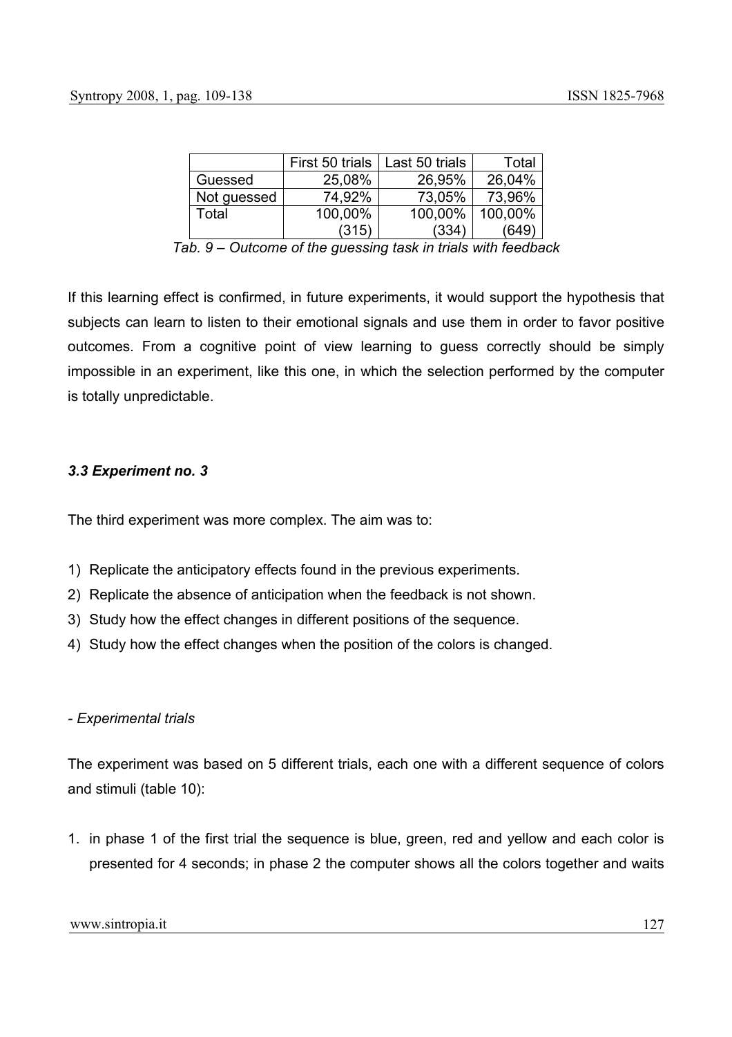| | First 50 trials | Last 50 trials | Total |
|---|---|---|---|
| Guessed | 25,08% | 26,95% | 26,04% |
| Not guessed | 74,92% | 73,05% | 73,96% |
| Total | 100,00% (315) | 100,00% (334) | 100,00% (649) |

*Tab. 9 – Outcome of the guessing task in trials with feedback*

If this learning effect is confirmed, in future experiments, it would support the hypothesis that subjects can learn to listen to their emotional signals and use them in order to favor positive outcomes. From a cognitive point of view learning to guess correctly should be simply impossible in an experiment, like this one, in which the selection performed by the computer is totally unpredictable.

### *3.3 Experiment no. 3*

The third experiment was more complex. The aim was to:

1) Replicate the anticipatory effects found in the previous experiments.
2) Replicate the absence of anticipation when the feedback is not shown.
3) Study how the effect changes in different positions of the sequence.
4) Study how the effect changes when the position of the colors is changed.

- *Experimental trials*

The experiment was based on 5 different trials, each one with a different sequence of colors and stimuli (table 10):

1. in phase 1 of the first trial the sequence is blue, green, red and yellow and each color is presented for 4 seconds; in phase 2 the computer shows all the colors together and waits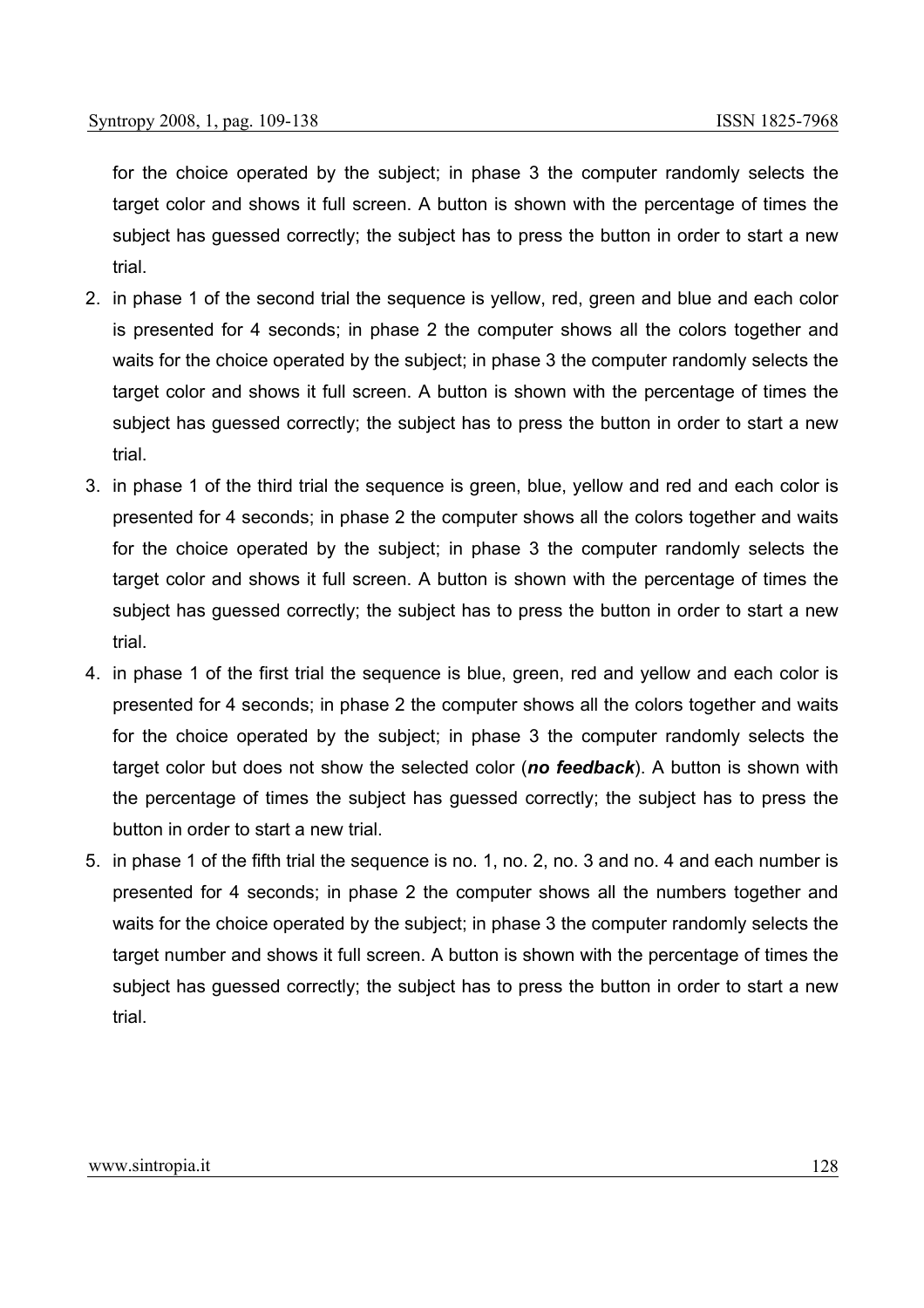for the choice operated by the subject; in phase 3 the computer randomly selects the target color and shows it full screen. A button is shown with the percentage of times the subject has guessed correctly; the subject has to press the button in order to start a new trial.

2. in phase 1 of the second trial the sequence is yellow, red, green and blue and each color is presented for 4 seconds; in phase 2 the computer shows all the colors together and waits for the choice operated by the subject; in phase 3 the computer randomly selects the target color and shows it full screen. A button is shown with the percentage of times the subject has guessed correctly; the subject has to press the button in order to start a new trial.
3. in phase 1 of the third trial the sequence is green, blue, yellow and red and each color is presented for 4 seconds; in phase 2 the computer shows all the colors together and waits for the choice operated by the subject; in phase 3 the computer randomly selects the target color and shows it full screen. A button is shown with the percentage of times the subject has guessed correctly; the subject has to press the button in order to start a new trial.
4. in phase 1 of the first trial the sequence is blue, green, red and yellow and each color is presented for 4 seconds; in phase 2 the computer shows all the colors together and waits for the choice operated by the subject; in phase 3 the computer randomly selects the target color but does not show the selected color (***no feedback***). A button is shown with the percentage of times the subject has guessed correctly; the subject has to press the button in order to start a new trial.
5. in phase 1 of the fifth trial the sequence is no. 1, no. 2, no. 3 and no. 4 and each number is presented for 4 seconds; in phase 2 the computer shows all the numbers together and waits for the choice operated by the subject; in phase 3 the computer randomly selects the target number and shows it full screen. A button is shown with the percentage of times the subject has guessed correctly; the subject has to press the button in order to start a new trial.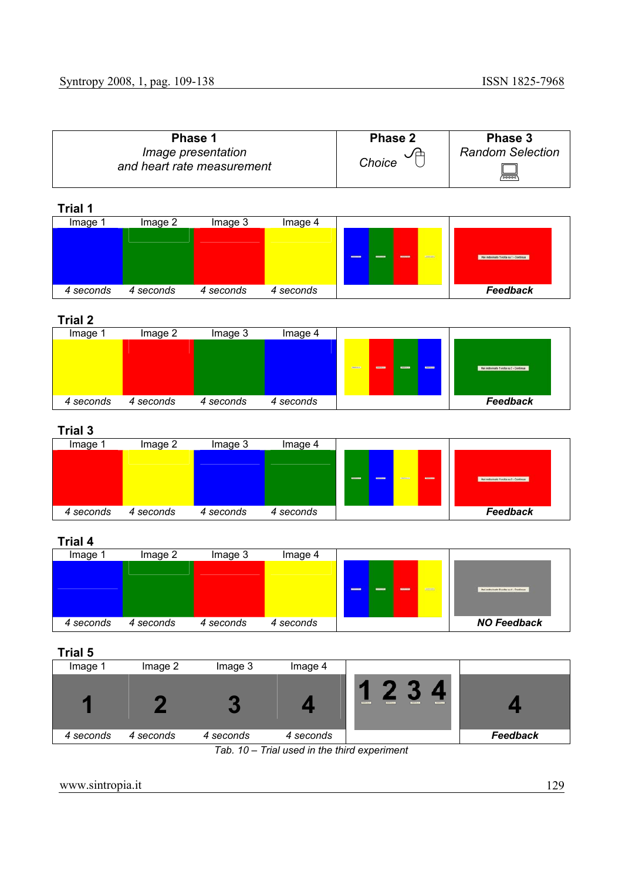| Phase 1<br>*Image presentation and heart rate measurement* | | | | Phase 2<br>*Choice* | Phase 3<br>*Random Selection* |
|---|---|---|---|---|---|
| **Trial 1** | | | | | |
| Image 1 | Image 2 | Image 3 | Image 4 | | |
| *4 seconds* | *4 seconds* | *4 seconds* | *4 seconds* | | ***Feedback*** |
| **Trial 2** | | | | | |
| Image 1 | Image 2 | Image 3 | Image 4 | | |
| *4 seconds* | *4 seconds* | *4 seconds* | *4 seconds* | | ***Feedback*** |
| **Trial 3** | | | | | |
| Image 1 | Image 2 | Image 3 | Image 4 | | |
| *4 seconds* | *4 seconds* | *4 seconds* | *4 seconds* | | ***Feedback*** |
| **Trial 4** | | | | | |
| Image 1 | Image 2 | Image 3 | Image 4 | | |
| *4 seconds* | *4 seconds* | *4 seconds* | *4 seconds* | | ***NO Feedback*** |
| **Trial 5** | | | | | |
| Image 1 | Image 2 | Image 3 | Image 4 | | |
| 1 | 2 | 3 | 4 | 1 2 3 4 | 4 |
| *4 seconds* | *4 seconds* | *4 seconds* | *4 seconds* | | ***Feedback*** |

*Tab. 10 – Trial used in the third experiment*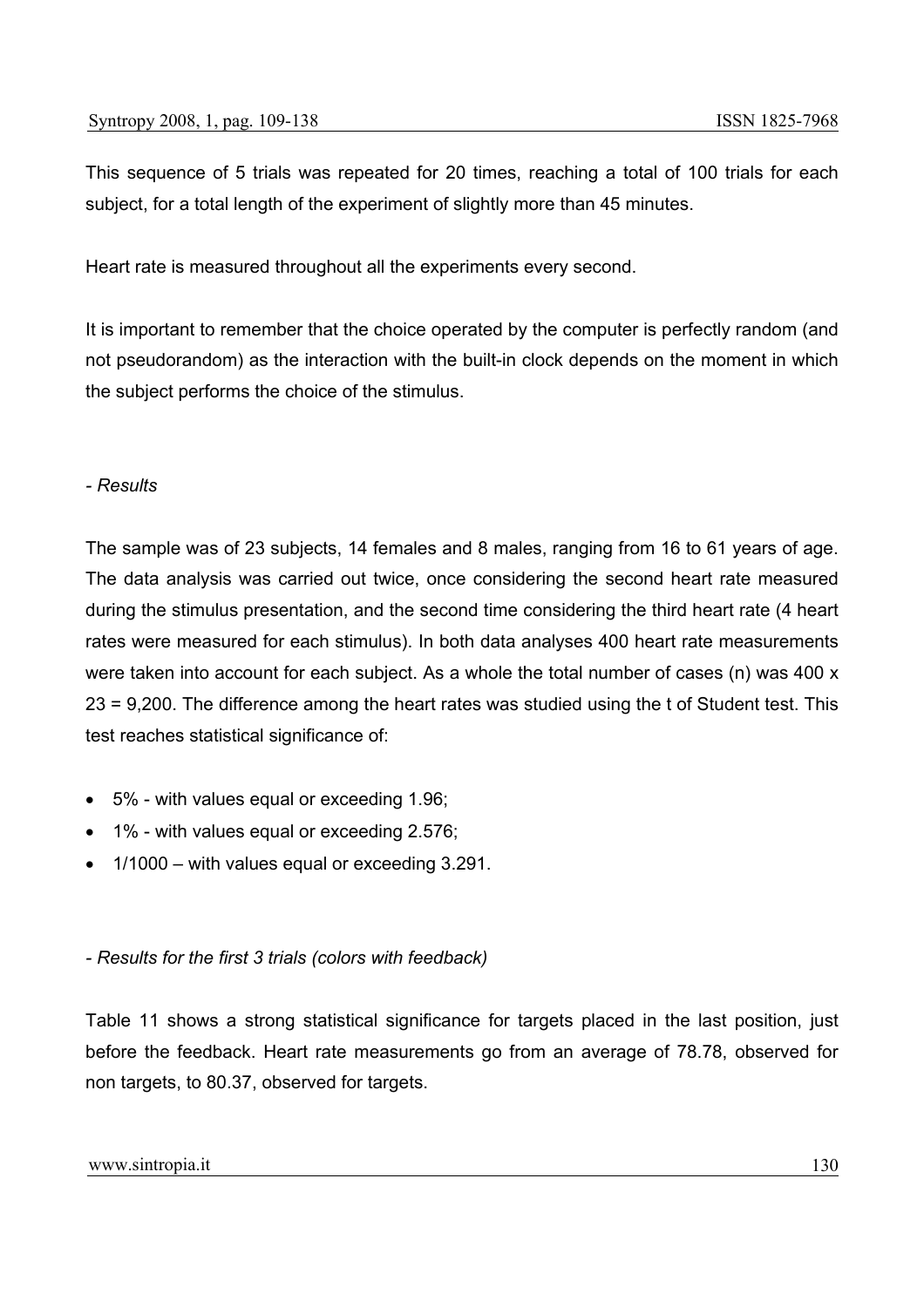This sequence of 5 trials was repeated for 20 times, reaching a total of 100 trials for each subject, for a total length of the experiment of slightly more than 45 minutes.

Heart rate is measured throughout all the experiments every second.

It is important to remember that the choice operated by the computer is perfectly random (and not pseudorandom) as the interaction with the built-in clock depends on the moment in which the subject performs the choice of the stimulus.

*- Results*

The sample was of 23 subjects, 14 females and 8 males, ranging from 16 to 61 years of age. The data analysis was carried out twice, once considering the second heart rate measured during the stimulus presentation, and the second time considering the third heart rate (4 heart rates were measured for each stimulus). In both data analyses 400 heart rate measurements were taken into account for each subject. As a whole the total number of cases (n) was 400 x 23 = 9,200. The difference among the heart rates was studied using the t of Student test. This test reaches statistical significance of:

- 5% - with values equal or exceeding 1.96;
- 1% - with values equal or exceeding 2.576;
- 1/1000 – with values equal or exceeding 3.291.

*- Results for the first 3 trials (colors with feedback)*

Table 11 shows a strong statistical significance for targets placed in the last position, just before the feedback. Heart rate measurements go from an average of 78.78, observed for non targets, to 80.37, observed for targets.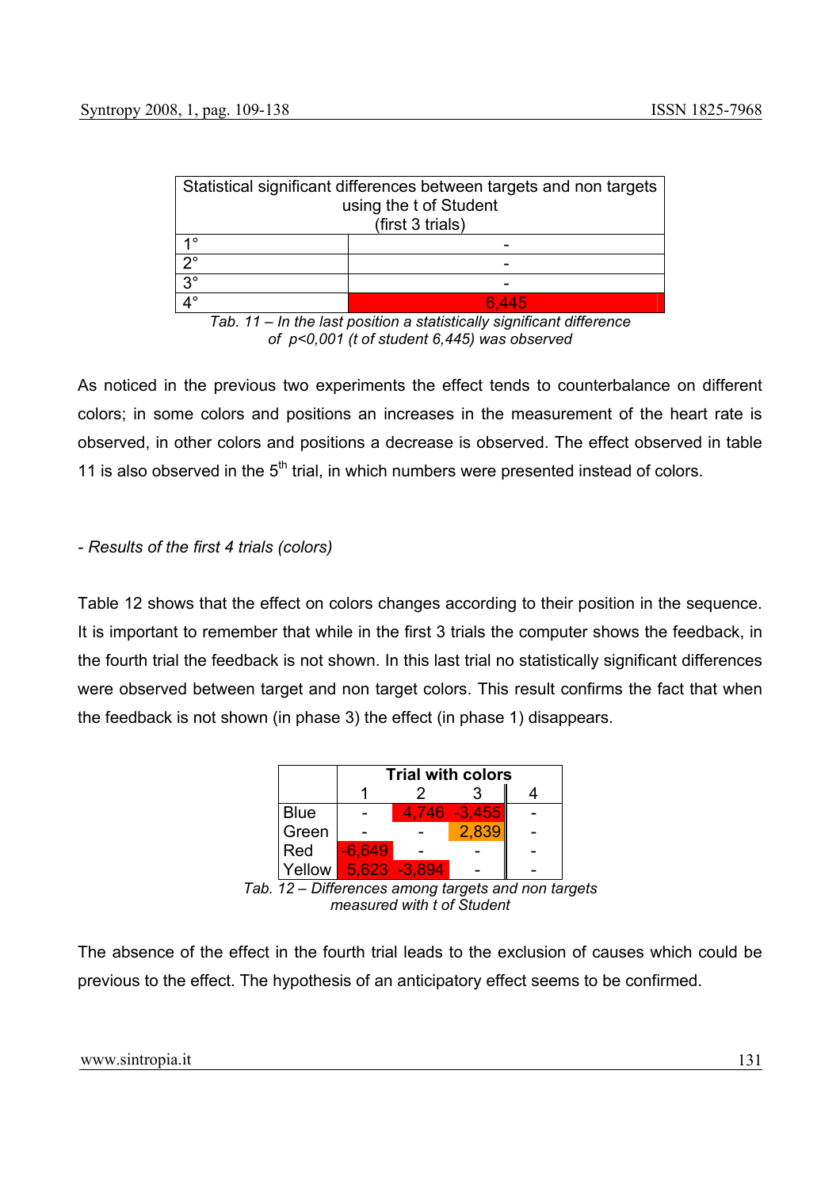| Statistical significant differences between targets and non targets using the t of Student (first 3 trials) | |
|---|---|
| 1° | - |
| 2° | - |
| 3° | - |
| 4° | 6,445 |

*Tab. 11 – In the last position a statistically significant difference of $p<0,001$ (t of student 6,445) was observed*

As noticed in the previous two experiments the effect tends to counterbalance on different colors; in some colors and positions an increases in the measurement of the heart rate is observed, in other colors and positions a decrease is observed. The effect observed in table 11 is also observed in the 5th trial, in which numbers were presented instead of colors.

*- Results of the first 4 trials (colors)*

Table 12 shows that the effect on colors changes according to their position in the sequence. It is important to remember that while in the first 3 trials the computer shows the feedback, in the fourth trial the feedback is not shown. In this last trial no statistically significant differences were observed between target and non target colors. This result confirms the fact that when the feedback is not shown (in phase 3) the effect (in phase 1) disappears.

| | **Trial with colors** | | | |
|---|---|---|---|---|
| | 1 | 2 | 3 | 4 |
| Blue | - | 4,746 | -3,455 | - |
| Green | - | - | 2,839 | - |
| Red | -6,649 | - | - | - |
| Yellow | 5,623 | -3,894 | - | - |

*Tab. 12 – Differences among targets and non targets measured with t of Student*

The absence of the effect in the fourth trial leads to the exclusion of causes which could be previous to the effect. The hypothesis of an anticipatory effect seems to be confirmed.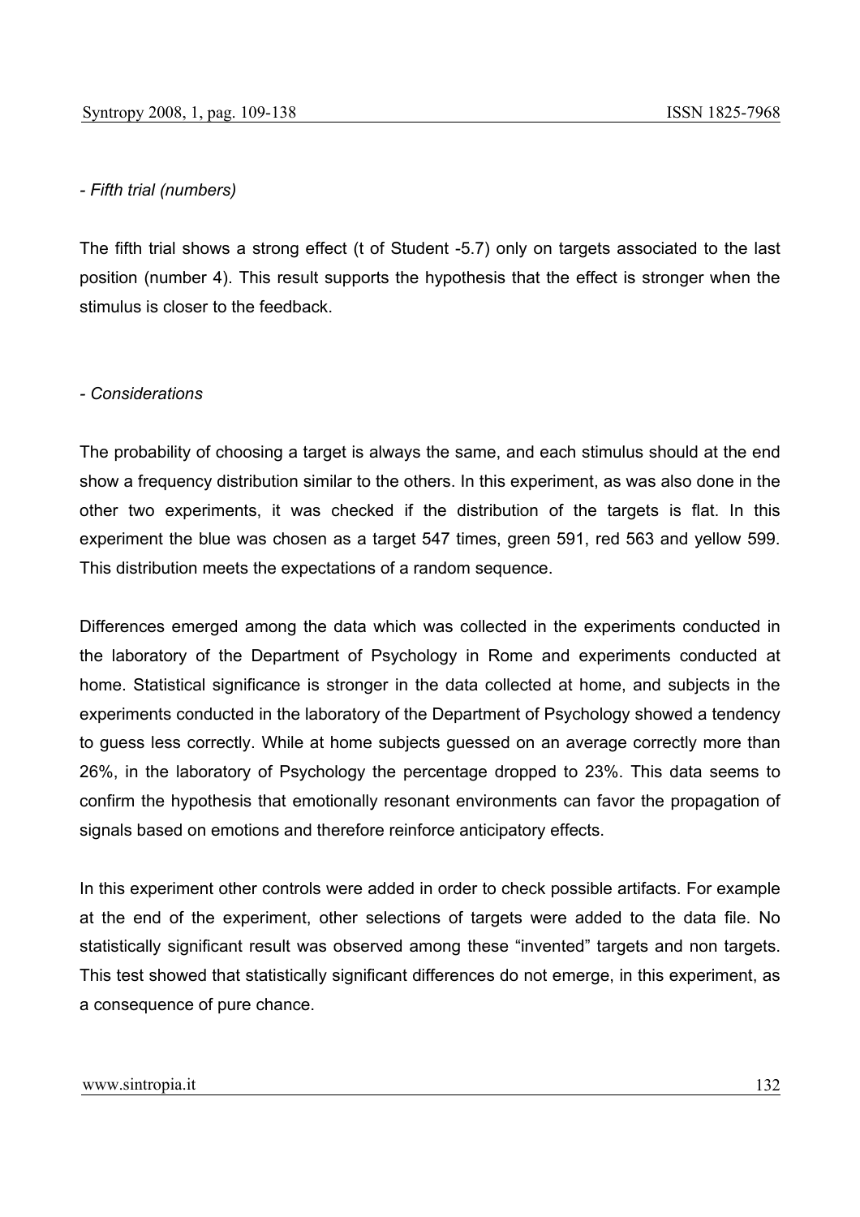*- Fifth trial (numbers)*

The fifth trial shows a strong effect (t of Student -5.7) only on targets associated to the last position (number 4). This result supports the hypothesis that the effect is stronger when the stimulus is closer to the feedback.

*- Considerations*

The probability of choosing a target is always the same, and each stimulus should at the end show a frequency distribution similar to the others. In this experiment, as was also done in the other two experiments, it was checked if the distribution of the targets is flat. In this experiment the blue was chosen as a target 547 times, green 591, red 563 and yellow 599. This distribution meets the expectations of a random sequence.

Differences emerged among the data which was collected in the experiments conducted in the laboratory of the Department of Psychology in Rome and experiments conducted at home. Statistical significance is stronger in the data collected at home, and subjects in the experiments conducted in the laboratory of the Department of Psychology showed a tendency to guess less correctly. While at home subjects guessed on an average correctly more than 26%, in the laboratory of Psychology the percentage dropped to 23%. This data seems to confirm the hypothesis that emotionally resonant environments can favor the propagation of signals based on emotions and therefore reinforce anticipatory effects.

In this experiment other controls were added in order to check possible artifacts. For example at the end of the experiment, other selections of targets were added to the data file. No statistically significant result was observed among these "invented" targets and non targets. This test showed that statistically significant differences do not emerge, in this experiment, as a consequence of pure chance.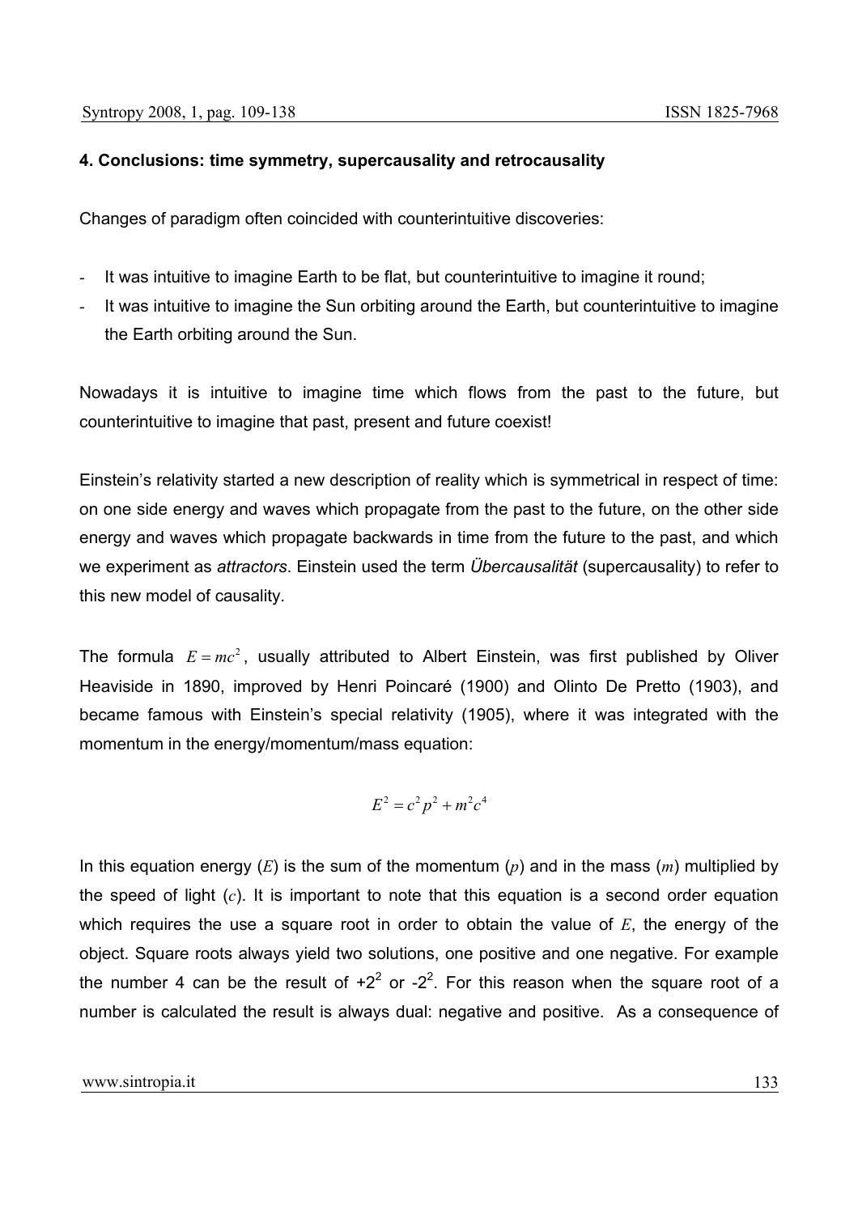**4. Conclusions: time symmetry, supercausality and retrocausality**

Changes of paradigm often coincided with counterintuitive discoveries:

- It was intuitive to imagine Earth to be flat, but counterintuitive to imagine it round;
- It was intuitive to imagine the Sun orbiting around the Earth, but counterintuitive to imagine the Earth orbiting around the Sun.

Nowadays it is intuitive to imagine time which flows from the past to the future, but counterintuitive to imagine that past, present and future coexist!

Einstein's relativity started a new description of reality which is symmetrical in respect of time: on one side energy and waves which propagate from the past to the future, on the other side energy and waves which propagate backwards in time from the future to the past, and which we experiment as *attractors*. Einstein used the term *Übercausalität* (supercausality) to refer to this new model of causality.

The formula $E = mc^2$, usually attributed to Albert Einstein, was first published by Oliver Heaviside in 1890, improved by Henri Poincaré (1900) and Olinto De Pretto (1903), and became famous with Einstein's special relativity (1905), where it was integrated with the momentum in the energy/momentum/mass equation:

$$E^2 = c^2 p^2 + m^2 c^4$$

In this equation energy ($E$) is the sum of the momentum ($p$) and in the mass ($m$) multiplied by the speed of light ($c$). It is important to note that this equation is a second order equation which requires the use a square root in order to obtain the value of $E$, the energy of the object. Square roots always yield two solutions, one positive and one negative. For example the number 4 can be the result of $+2^2$ or $-2^2$. For this reason when the square root of a number is calculated the result is always dual: negative and positive. As a consequence of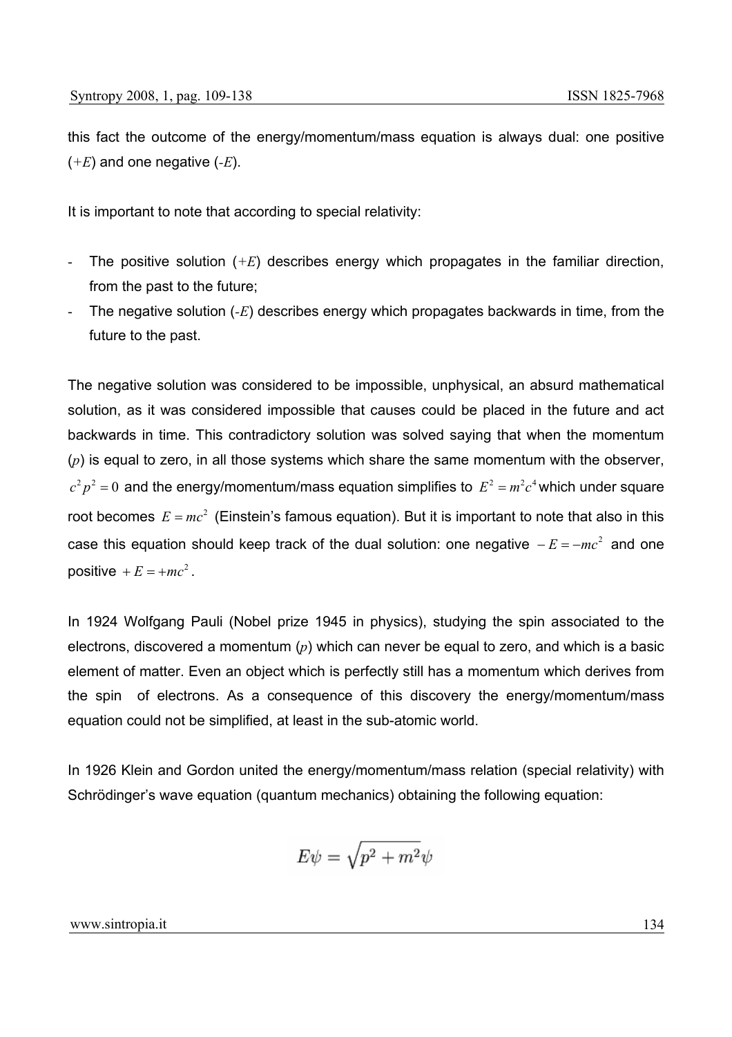this fact the outcome of the energy/momentum/mass equation is always dual: one positive (*+E*) and one negative (*-E*).

It is important to note that according to special relativity:

- The positive solution (*+E*) describes energy which propagates in the familiar direction, from the past to the future;
- The negative solution (*-E*) describes energy which propagates backwards in time, from the future to the past.

The negative solution was considered to be impossible, unphysical, an absurd mathematical solution, as it was considered impossible that causes could be placed in the future and act backwards in time. This contradictory solution was solved saying that when the momentum (*p*) is equal to zero, in all those systems which share the same momentum with the observer, $c^2 p^2 = 0$ and the energy/momentum/mass equation simplifies to $E^2 = m^2 c^4$ which under square root becomes $E = mc^2$ (Einstein's famous equation). But it is important to note that also in this case this equation should keep track of the dual solution: one negative $-E = -mc^2$ and one positive $+E = +mc^2$.

In 1924 Wolfgang Pauli (Nobel prize 1945 in physics), studying the spin associated to the electrons, discovered a momentum (*p*) which can never be equal to zero, and which is a basic element of matter. Even an object which is perfectly still has a momentum which derives from the spin of electrons. As a consequence of this discovery the energy/momentum/mass equation could not be simplified, at least in the sub-atomic world.

In 1926 Klein and Gordon united the energy/momentum/mass relation (special relativity) with Schrödinger's wave equation (quantum mechanics) obtaining the following equation:

$$E\psi = \sqrt{p^2 + m^2}\psi$$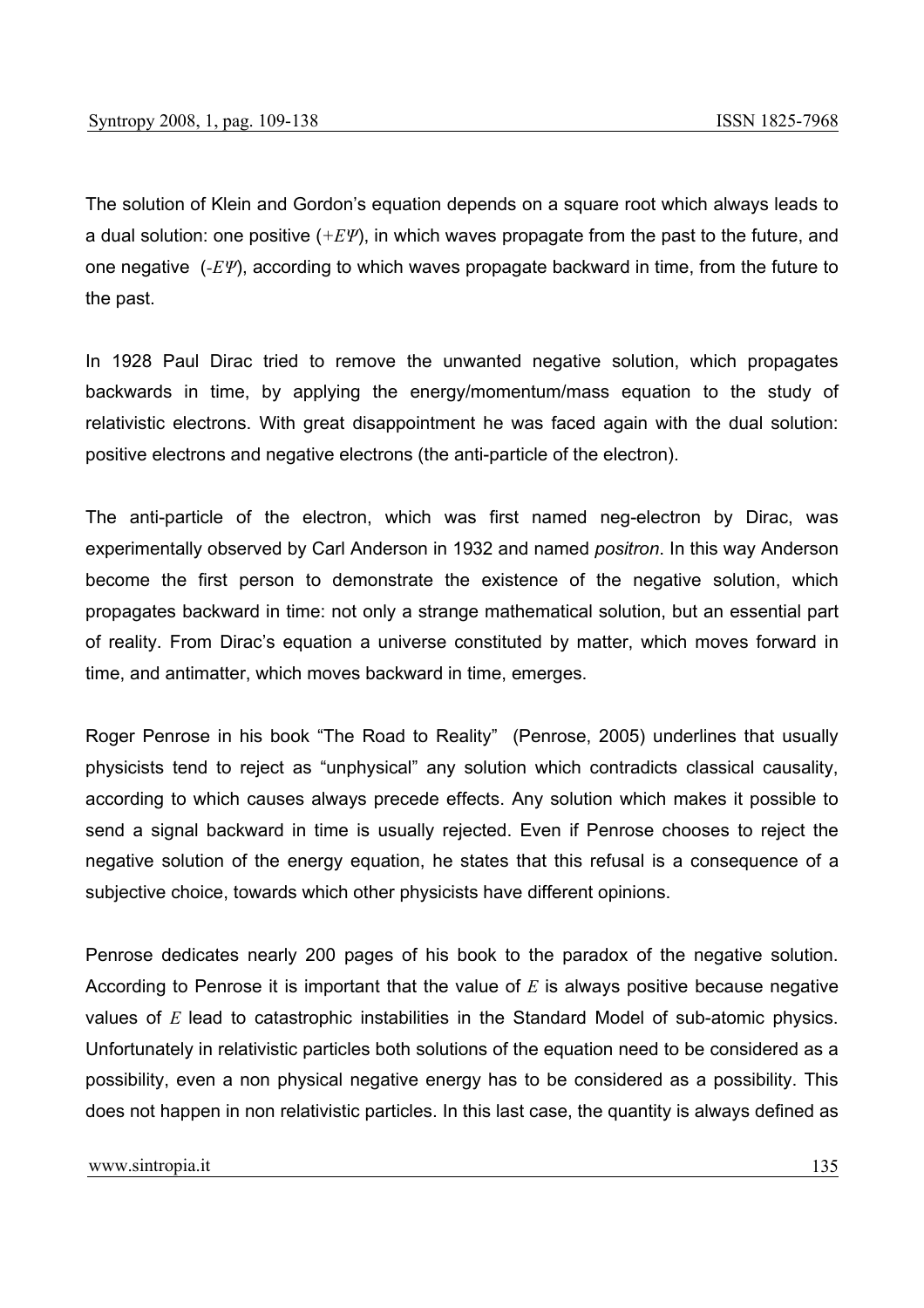The solution of Klein and Gordon's equation depends on a square root which always leads to a dual solution: one positive ($+E\Psi$), in which waves propagate from the past to the future, and one negative ($-E\Psi$), according to which waves propagate backward in time, from the future to the past.

In 1928 Paul Dirac tried to remove the unwanted negative solution, which propagates backwards in time, by applying the energy/momentum/mass equation to the study of relativistic electrons. With great disappointment he was faced again with the dual solution: positive electrons and negative electrons (the anti-particle of the electron).

The anti-particle of the electron, which was first named neg-electron by Dirac, was experimentally observed by Carl Anderson in 1932 and named *positron*. In this way Anderson become the first person to demonstrate the existence of the negative solution, which propagates backward in time: not only a strange mathematical solution, but an essential part of reality. From Dirac's equation a universe constituted by matter, which moves forward in time, and antimatter, which moves backward in time, emerges.

Roger Penrose in his book "The Road to Reality" (Penrose, 2005) underlines that usually physicists tend to reject as "unphysical" any solution which contradicts classical causality, according to which causes always precede effects. Any solution which makes it possible to send a signal backward in time is usually rejected. Even if Penrose chooses to reject the negative solution of the energy equation, he states that this refusal is a consequence of a subjective choice, towards which other physicists have different opinions.

Penrose dedicates nearly 200 pages of his book to the paradox of the negative solution. According to Penrose it is important that the value of $E$ is always positive because negative values of $E$ lead to catastrophic instabilities in the Standard Model of sub-atomic physics. Unfortunately in relativistic particles both solutions of the equation need to be considered as a possibility, even a non physical negative energy has to be considered as a possibility. This does not happen in non relativistic particles. In this last case, the quantity is always defined as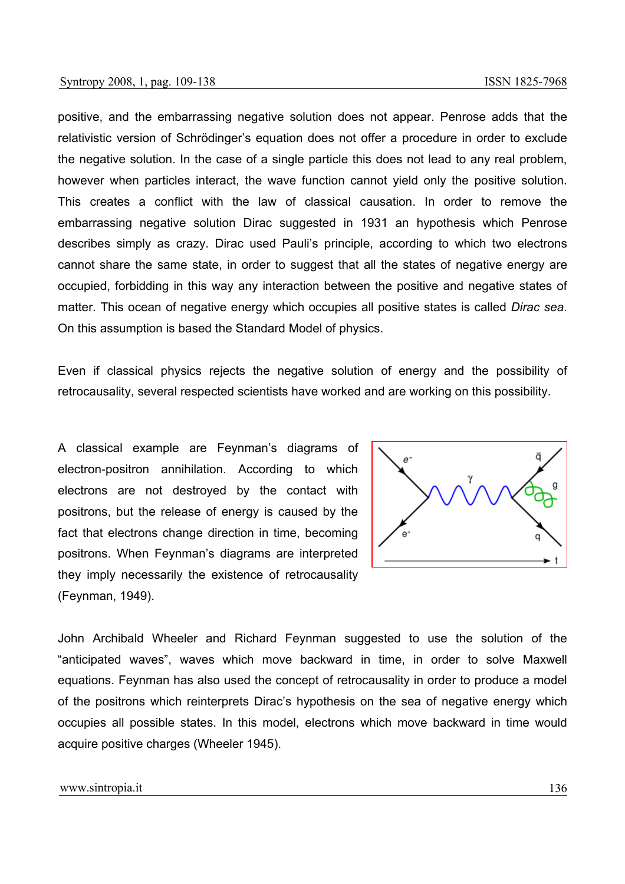positive, and the embarrassing negative solution does not appear. Penrose adds that the relativistic version of Schrödinger's equation does not offer a procedure in order to exclude the negative solution. In the case of a single particle this does not lead to any real problem, however when particles interact, the wave function cannot yield only the positive solution. This creates a conflict with the law of classical causation. In order to remove the embarrassing negative solution Dirac suggested in 1931 an hypothesis which Penrose describes simply as crazy. Dirac used Pauli's principle, according to which two electrons cannot share the same state, in order to suggest that all the states of negative energy are occupied, forbidding in this way any interaction between the positive and negative states of matter. This ocean of negative energy which occupies all positive states is called *Dirac sea*. On this assumption is based the Standard Model of physics.

Even if classical physics rejects the negative solution of energy and the possibility of retrocausality, several respected scientists have worked and are working on this possibility.

A classical example are Feynman's diagrams of electron-positron annihilation. According to which electrons are not destroyed by the contact with positrons, but the release of energy is caused by the fact that electrons change direction in time, becoming positrons. When Feynman's diagrams are interpreted they imply necessarily the existence of retrocausality (Feynman, 1949).

John Archibald Wheeler and Richard Feynman suggested to use the solution of the "anticipated waves", waves which move backward in time, in order to solve Maxwell equations. Feynman has also used the concept of retrocausality in order to produce a model of the positrons which reinterprets Dirac's hypothesis on the sea of negative energy which occupies all possible states. In this model, electrons which move backward in time would acquire positive charges (Wheeler 1945).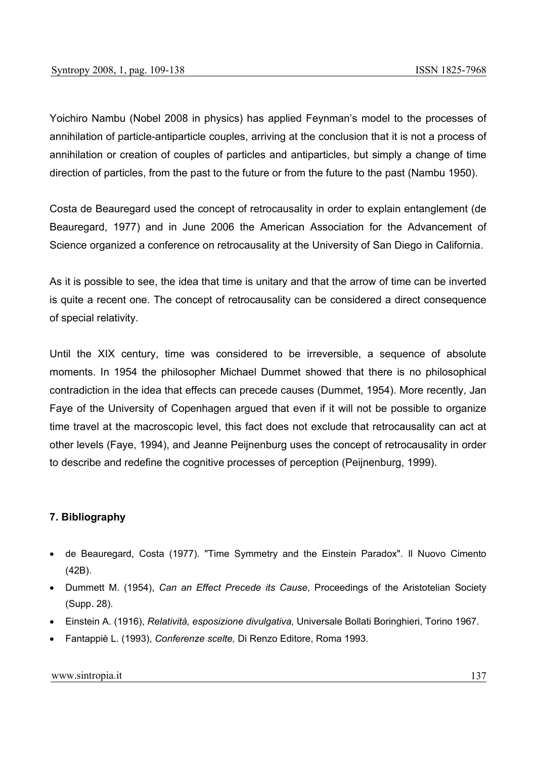Yoichiro Nambu (Nobel 2008 in physics) has applied Feynman's model to the processes of annihilation of particle-antiparticle couples, arriving at the conclusion that it is not a process of annihilation or creation of couples of particles and antiparticles, but simply a change of time direction of particles, from the past to the future or from the future to the past (Nambu 1950).

Costa de Beauregard used the concept of retrocausality in order to explain entanglement (de Beauregard, 1977) and in June 2006 the American Association for the Advancement of Science organized a conference on retrocausality at the University of San Diego in California.

As it is possible to see, the idea that time is unitary and that the arrow of time can be inverted is quite a recent one. The concept of retrocausality can be considered a direct consequence of special relativity.

Until the XIX century, time was considered to be irreversible, a sequence of absolute moments. In 1954 the philosopher Michael Dummet showed that there is no philosophical contradiction in the idea that effects can precede causes (Dummet, 1954). More recently, Jan Faye of the University of Copenhagen argued that even if it will not be possible to organize time travel at the macroscopic level, this fact does not exclude that retrocausality can act at other levels (Faye, 1994), and Jeanne Peijnenburg uses the concept of retrocausality in order to describe and redefine the cognitive processes of perception (Peijnenburg, 1999).

### 7. Bibliography

- de Beauregard, Costa (1977). "Time Symmetry and the Einstein Paradox". Il Nuovo Cimento (42B).
- Dummett M. (1954), *Can an Effect Precede its Cause*, Proceedings of the Aristotelian Society (Supp. 28).
- Einstein A. (1916), *Relatività, esposizione divulgativa,* Universale Bollati Boringhieri, Torino 1967.
- Fantappiè L. (1993), *Conferenze scelte,* Di Renzo Editore, Roma 1993.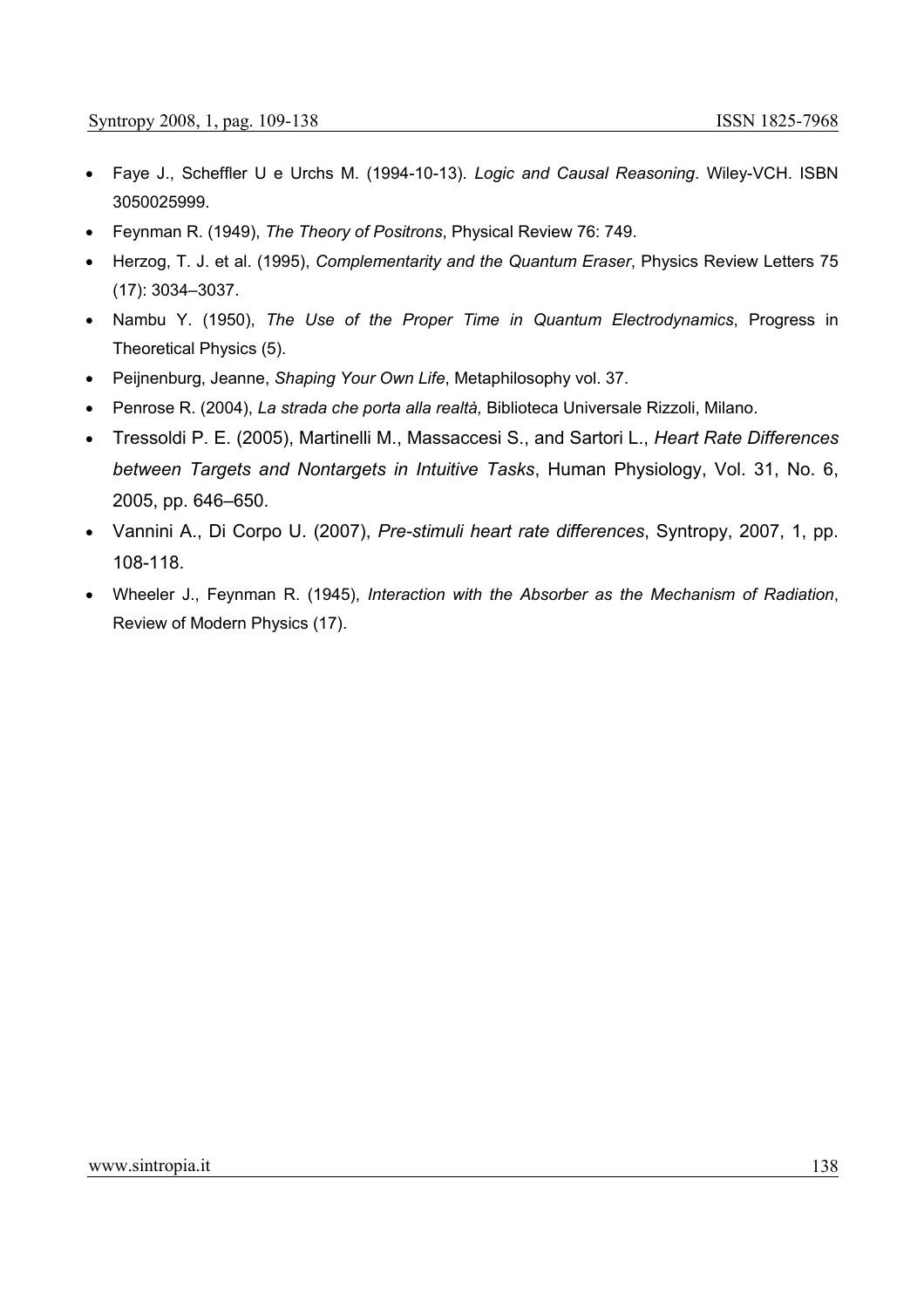- Faye J., Scheffler U e Urchs M. (1994-10-13). *Logic and Causal Reasoning*. Wiley-VCH. ISBN 3050025999.
- Feynman R. (1949), *The Theory of Positrons*, Physical Review 76: 749.
- Herzog, T. J. et al. (1995), *Complementarity and the Quantum Eraser*, Physics Review Letters 75 (17): 3034–3037.
- Nambu Y. (1950), *The Use of the Proper Time in Quantum Electrodynamics*, Progress in Theoretical Physics (5).
- Peijnenburg, Jeanne, *Shaping Your Own Life*, Metaphilosophy vol. 37.
- Penrose R. (2004), *La strada che porta alla realtà,* Biblioteca Universale Rizzoli, Milano.
- Tressoldi P. E. (2005), Martinelli M., Massaccesi S., and Sartori L., *Heart Rate Differences between Targets and Nontargets in Intuitive Tasks*, Human Physiology, Vol. 31, No. 6, 2005, pp. 646–650.
- Vannini A., Di Corpo U. (2007), *Pre-stimuli heart rate differences*, Syntropy, 2007, 1, pp. 108-118.
- Wheeler J., Feynman R. (1945), *Interaction with the Absorber as the Mechanism of Radiation*, Review of Modern Physics (17).